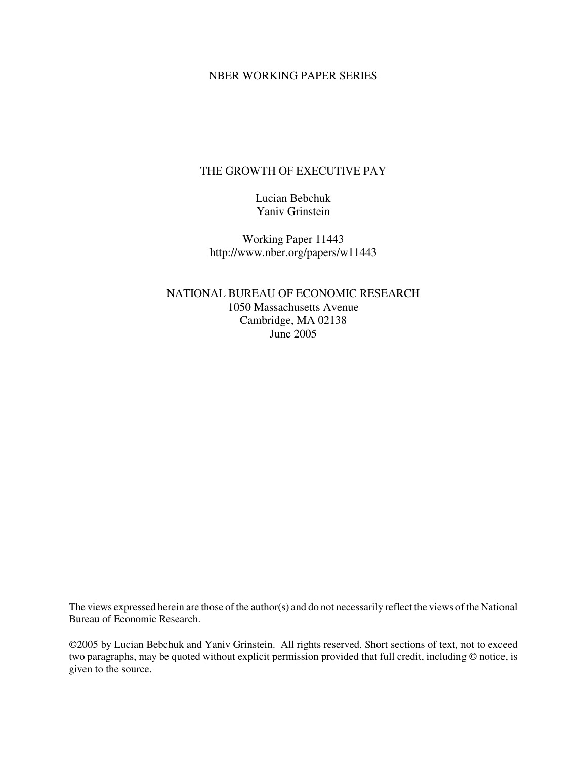NBER WORKING PAPER SERIES

# THE GROWTH OF EXECUTIVE PAY

Lucian Bebchuk
Yaniv Grinstein

Working Paper 11443
http://www.nber.org/papers/w11443

NATIONAL BUREAU OF ECONOMIC RESEARCH
1050 Massachusetts Avenue
Cambridge, MA 02138
June 2005

The views expressed herein are those of the author(s) and do not necessarily reflect the views of the National Bureau of Economic Research.

©2005 by Lucian Bebchuk and Yaniv Grinstein. All rights reserved. Short sections of text, not to exceed two paragraphs, may be quoted without explicit permission provided that full credit, including © notice, is given to the source.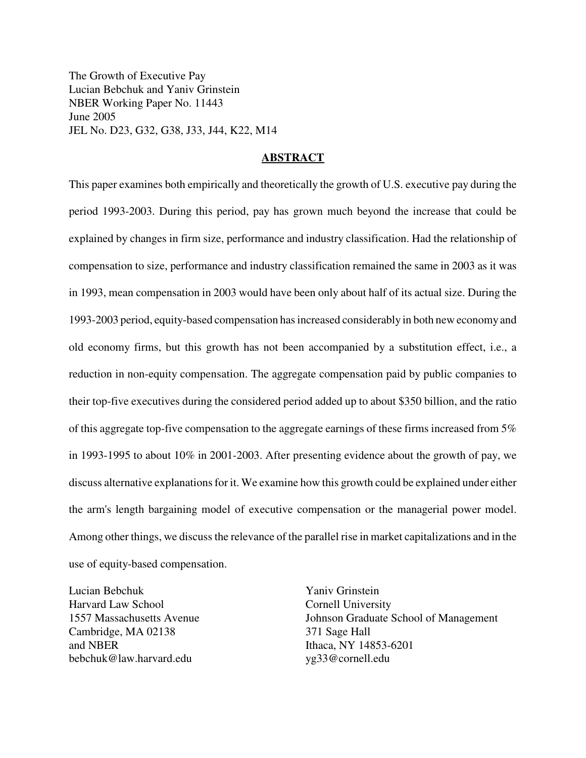The Growth of Executive Pay
Lucian Bebchuk and Yaniv Grinstein
NBER Working Paper No. 11443
June 2005
JEL No. D23, G32, G38, J33, J44, K22, M14

## ABSTRACT

This paper examines both empirically and theoretically the growth of U.S. executive pay during the period 1993-2003. During this period, pay has grown much beyond the increase that could be explained by changes in firm size, performance and industry classification. Had the relationship of compensation to size, performance and industry classification remained the same in 2003 as it was in 1993, mean compensation in 2003 would have been only about half of its actual size. During the 1993-2003 period, equity-based compensation has increased considerably in both new economy and old economy firms, but this growth has not been accompanied by a substitution effect, i.e., a reduction in non-equity compensation. The aggregate compensation paid by public companies to their top-five executives during the considered period added up to about $350 billion, and the ratio of this aggregate top-five compensation to the aggregate earnings of these firms increased from 5% in 1993-1995 to about 10% in 2001-2003. After presenting evidence about the growth of pay, we discuss alternative explanations for it. We examine how this growth could be explained under either the arm's length bargaining model of executive compensation or the managerial power model. Among other things, we discuss the relevance of the parallel rise in market capitalizations and in the use of equity-based compensation.

Lucian Bebchuk
Harvard Law School
1557 Massachusetts Avenue
Cambridge, MA 02138
and NBER
bebchuk@law.harvard.edu

Yaniv Grinstein
Cornell University
Johnson Graduate School of Management
371 Sage Hall
Ithaca, NY 14853-6201
yg33@cornell.edu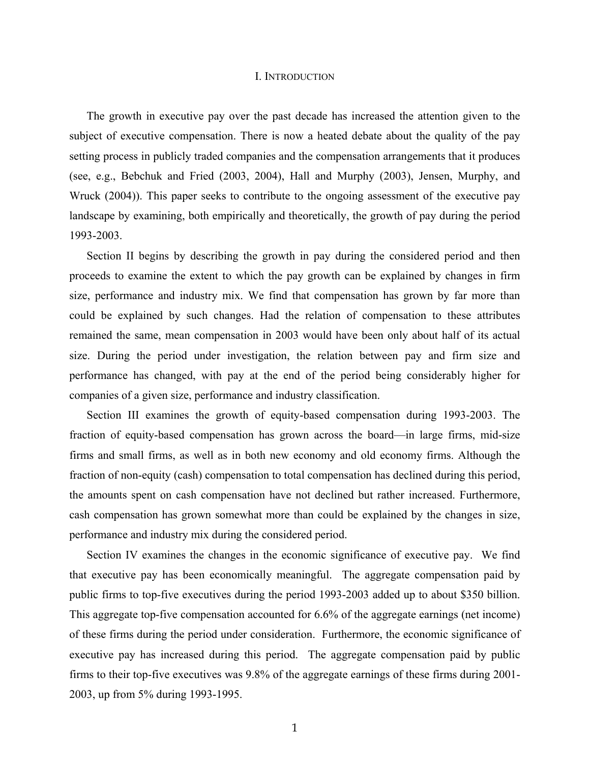# I. INTRODUCTION

The growth in executive pay over the past decade has increased the attention given to the subject of executive compensation. There is now a heated debate about the quality of the pay setting process in publicly traded companies and the compensation arrangements that it produces (see, e.g., Bebchuk and Fried (2003, 2004), Hall and Murphy (2003), Jensen, Murphy, and Wruck (2004)). This paper seeks to contribute to the ongoing assessment of the executive pay landscape by examining, both empirically and theoretically, the growth of pay during the period 1993-2003.

Section II begins by describing the growth in pay during the considered period and then proceeds to examine the extent to which the pay growth can be explained by changes in firm size, performance and industry mix. We find that compensation has grown by far more than could be explained by such changes. Had the relation of compensation to these attributes remained the same, mean compensation in 2003 would have been only about half of its actual size. During the period under investigation, the relation between pay and firm size and performance has changed, with pay at the end of the period being considerably higher for companies of a given size, performance and industry classification.

Section III examines the growth of equity-based compensation during 1993-2003. The fraction of equity-based compensation has grown across the board—in large firms, mid-size firms and small firms, as well as in both new economy and old economy firms. Although the fraction of non-equity (cash) compensation to total compensation has declined during this period, the amounts spent on cash compensation have not declined but rather increased. Furthermore, cash compensation has grown somewhat more than could be explained by the changes in size, performance and industry mix during the considered period.

Section IV examines the changes in the economic significance of executive pay. We find that executive pay has been economically meaningful. The aggregate compensation paid by public firms to top-five executives during the period 1993-2003 added up to about $350 billion. This aggregate top-five compensation accounted for 6.6% of the aggregate earnings (net income) of these firms during the period under consideration. Furthermore, the economic significance of executive pay has increased during this period. The aggregate compensation paid by public firms to their top-five executives was 9.8% of the aggregate earnings of these firms during 2001-2003, up from 5% during 1993-1995.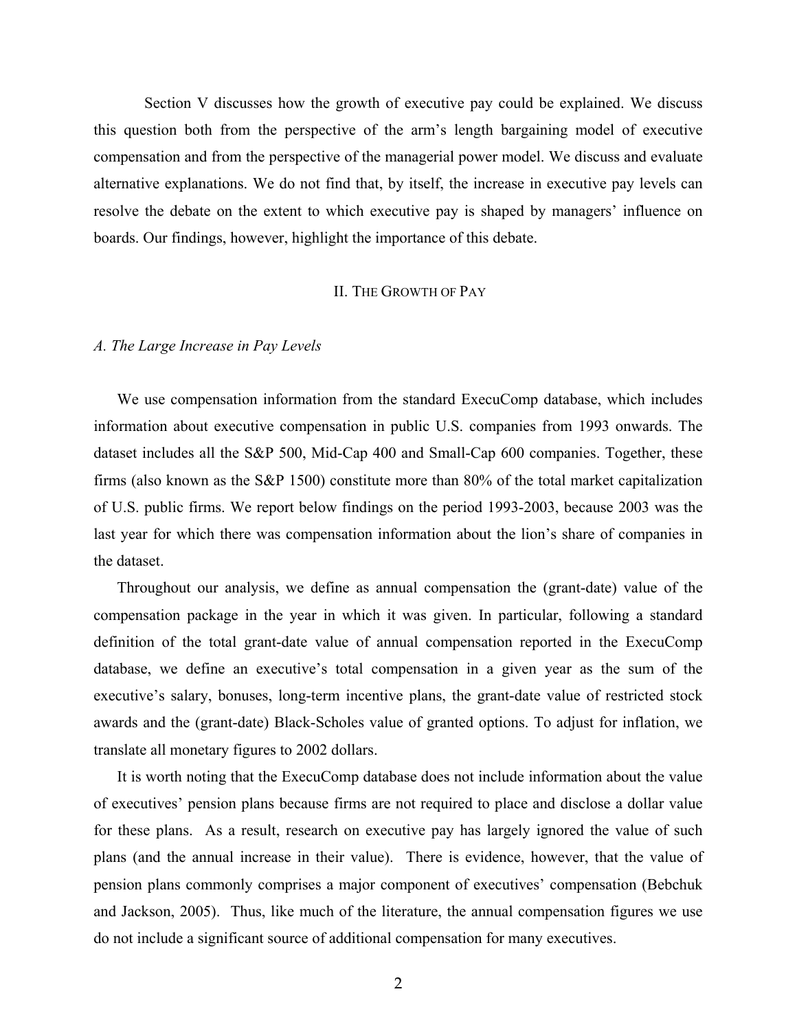Section V discusses how the growth of executive pay could be explained. We discuss this question both from the perspective of the arm's length bargaining model of executive compensation and from the perspective of the managerial power model. We discuss and evaluate alternative explanations. We do not find that, by itself, the increase in executive pay levels can resolve the debate on the extent to which executive pay is shaped by managers' influence on boards. Our findings, however, highlight the importance of this debate.

## II. THE GROWTH OF PAY

### *A. The Large Increase in Pay Levels*

We use compensation information from the standard ExecuComp database, which includes information about executive compensation in public U.S. companies from 1993 onwards. The dataset includes all the S&P 500, Mid-Cap 400 and Small-Cap 600 companies. Together, these firms (also known as the S&P 1500) constitute more than 80% of the total market capitalization of U.S. public firms. We report below findings on the period 1993-2003, because 2003 was the last year for which there was compensation information about the lion's share of companies in the dataset.

Throughout our analysis, we define as annual compensation the (grant-date) value of the compensation package in the year in which it was given. In particular, following a standard definition of the total grant-date value of annual compensation reported in the ExecuComp database, we define an executive's total compensation in a given year as the sum of the executive's salary, bonuses, long-term incentive plans, the grant-date value of restricted stock awards and the (grant-date) Black-Scholes value of granted options. To adjust for inflation, we translate all monetary figures to 2002 dollars.

It is worth noting that the ExecuComp database does not include information about the value of executives' pension plans because firms are not required to place and disclose a dollar value for these plans. As a result, research on executive pay has largely ignored the value of such plans (and the annual increase in their value). There is evidence, however, that the value of pension plans commonly comprises a major component of executives' compensation (Bebchuk and Jackson, 2005). Thus, like much of the literature, the annual compensation figures we use do not include a significant source of additional compensation for many executives.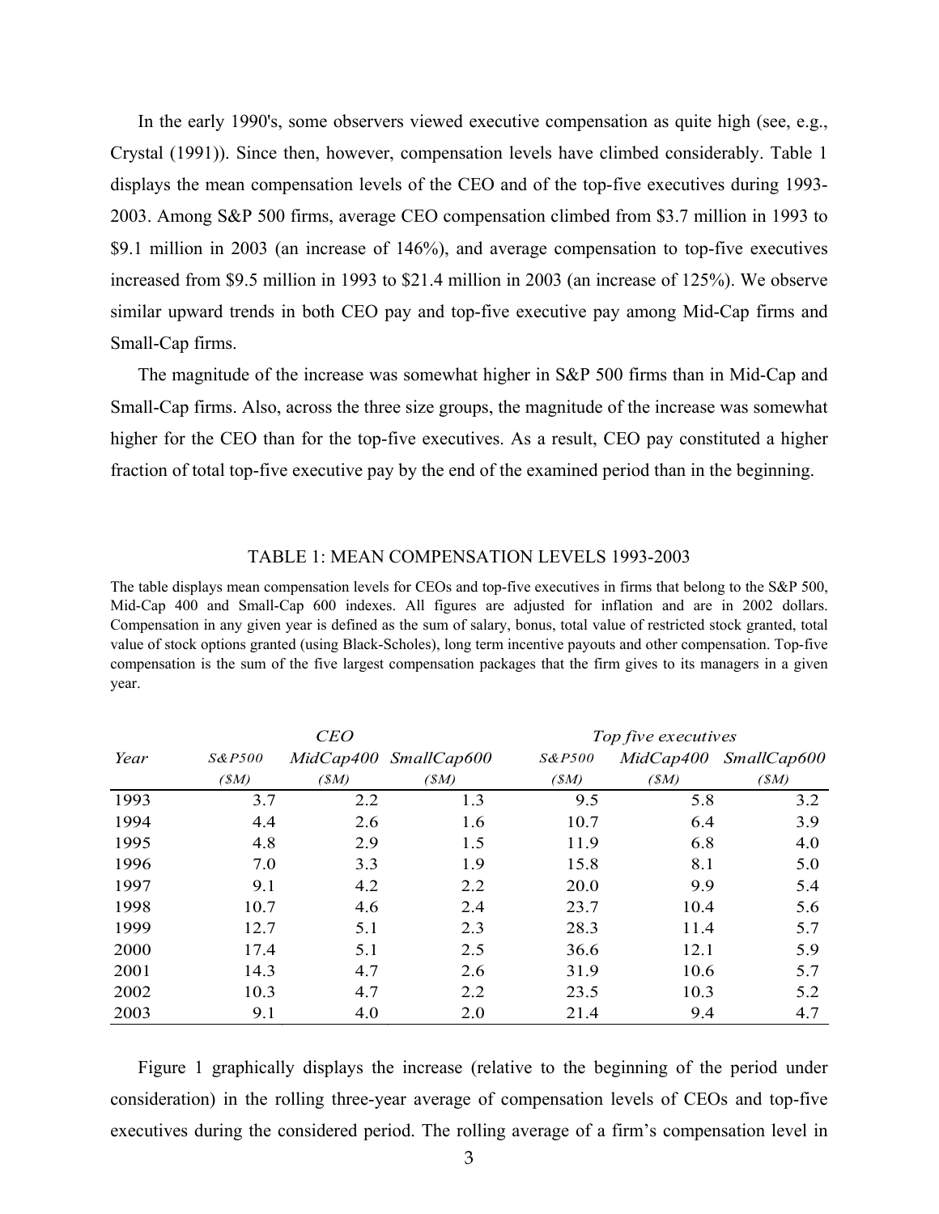In the early 1990's, some observers viewed executive compensation as quite high (see, e.g., Crystal (1991)). Since then, however, compensation levels have climbed considerably. Table 1 displays the mean compensation levels of the CEO and of the top-five executives during 1993-2003. Among S&P 500 firms, average CEO compensation climbed from $3.7 million in 1993 to $9.1 million in 2003 (an increase of 146%), and average compensation to top-five executives increased from $9.5 million in 1993 to $21.4 million in 2003 (an increase of 125%). We observe similar upward trends in both CEO pay and top-five executive pay among Mid-Cap firms and Small-Cap firms.

The magnitude of the increase was somewhat higher in S&P 500 firms than in Mid-Cap and Small-Cap firms. Also, across the three size groups, the magnitude of the increase was somewhat higher for the CEO than for the top-five executives. As a result, CEO pay constituted a higher fraction of total top-five executive pay by the end of the examined period than in the beginning.

TABLE 1: MEAN COMPENSATION LEVELS 1993-2003

The table displays mean compensation levels for CEOs and top-five executives in firms that belong to the S&P 500, Mid-Cap 400 and Small-Cap 600 indexes. All figures are adjusted for inflation and are in 2002 dollars. Compensation in any given year is defined as the sum of salary, bonus, total value of restricted stock granted, total value of stock options granted (using Black-Scholes), long term incentive payouts and other compensation. Top-five compensation is the sum of the five largest compensation packages that the firm gives to its managers in a given year.

| | *CEO* | | | *Top five executives* | | |
|---|---|---|---|---|---|---|
| *Year* | *S&P500* *($M)* | *MidCap400* *($M)* | *SmallCap600* *($M)* | *S&P500* *($M)* | *MidCap400* *($M)* | *SmallCap600* *($M)* |
| 1993 | 3.7 | 2.2 | 1.3 | 9.5 | 5.8 | 3.2 |
| 1994 | 4.4 | 2.6 | 1.6 | 10.7 | 6.4 | 3.9 |
| 1995 | 4.8 | 2.9 | 1.5 | 11.9 | 6.8 | 4.0 |
| 1996 | 7.0 | 3.3 | 1.9 | 15.8 | 8.1 | 5.0 |
| 1997 | 9.1 | 4.2 | 2.2 | 20.0 | 9.9 | 5.4 |
| 1998 | 10.7 | 4.6 | 2.4 | 23.7 | 10.4 | 5.6 |
| 1999 | 12.7 | 5.1 | 2.3 | 28.3 | 11.4 | 5.7 |
| 2000 | 17.4 | 5.1 | 2.5 | 36.6 | 12.1 | 5.9 |
| 2001 | 14.3 | 4.7 | 2.6 | 31.9 | 10.6 | 5.7 |
| 2002 | 10.3 | 4.7 | 2.2 | 23.5 | 10.3 | 5.2 |
| 2003 | 9.1 | 4.0 | 2.0 | 21.4 | 9.4 | 4.7 |

Figure 1 graphically displays the increase (relative to the beginning of the period under consideration) in the rolling three-year average of compensation levels of CEOs and top-five executives during the considered period. The rolling average of a firm's compensation level in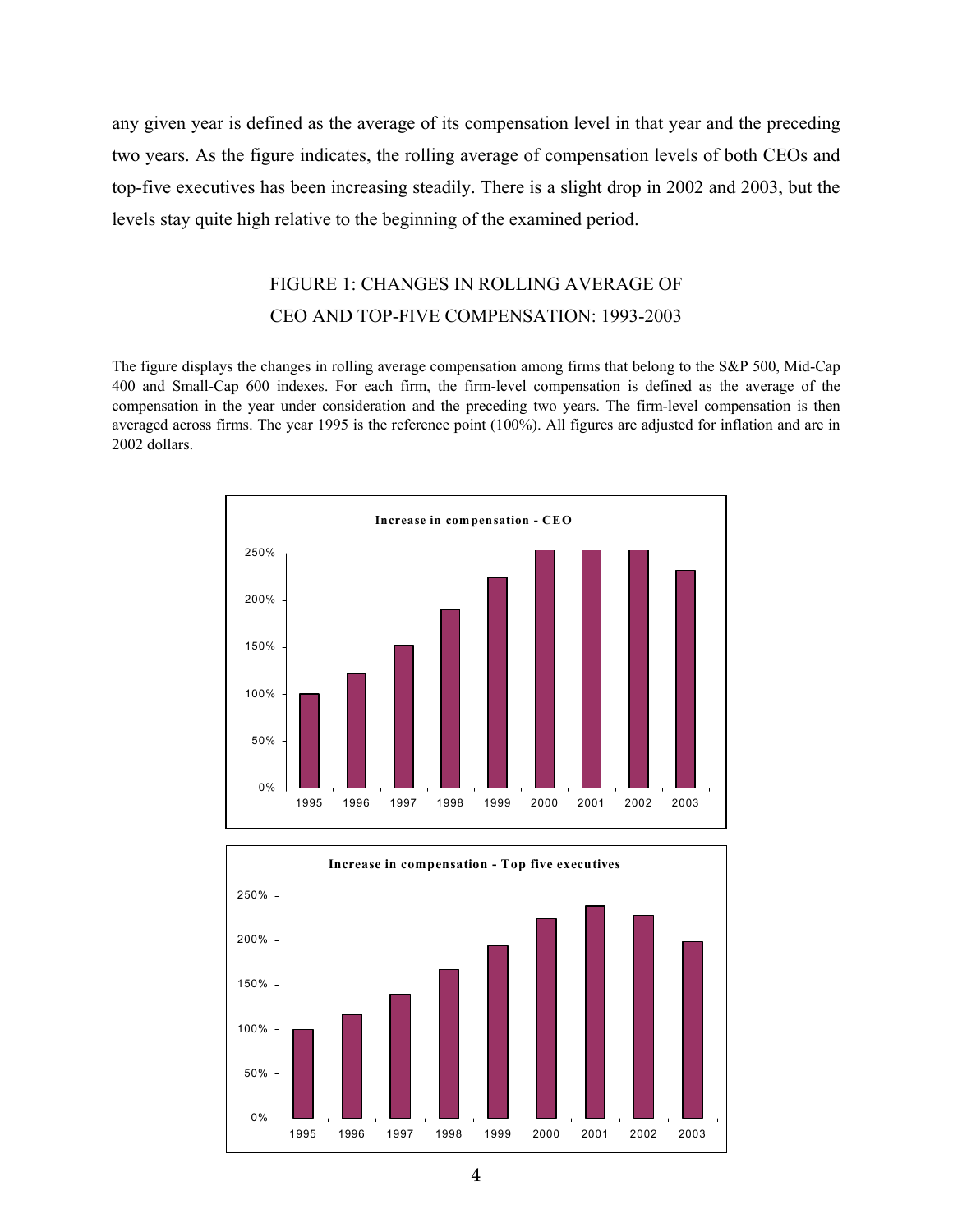any given year is defined as the average of its compensation level in that year and the preceding two years. As the figure indicates, the rolling average of compensation levels of both CEOs and top-five executives has been increasing steadily. There is a slight drop in 2002 and 2003, but the levels stay quite high relative to the beginning of the examined period.

## FIGURE 1: CHANGES IN ROLLING AVERAGE OF CEO AND TOP-FIVE COMPENSATION: 1993-2003

The figure displays the changes in rolling average compensation among firms that belong to the S&P 500, Mid-Cap 400 and Small-Cap 600 indexes. For each firm, the firm-level compensation is defined as the average of the compensation in the year under consideration and the preceding two years. The firm-level compensation is then averaged across firms. The year 1995 is the reference point (100%). All figures are adjusted for inflation and are in 2002 dollars.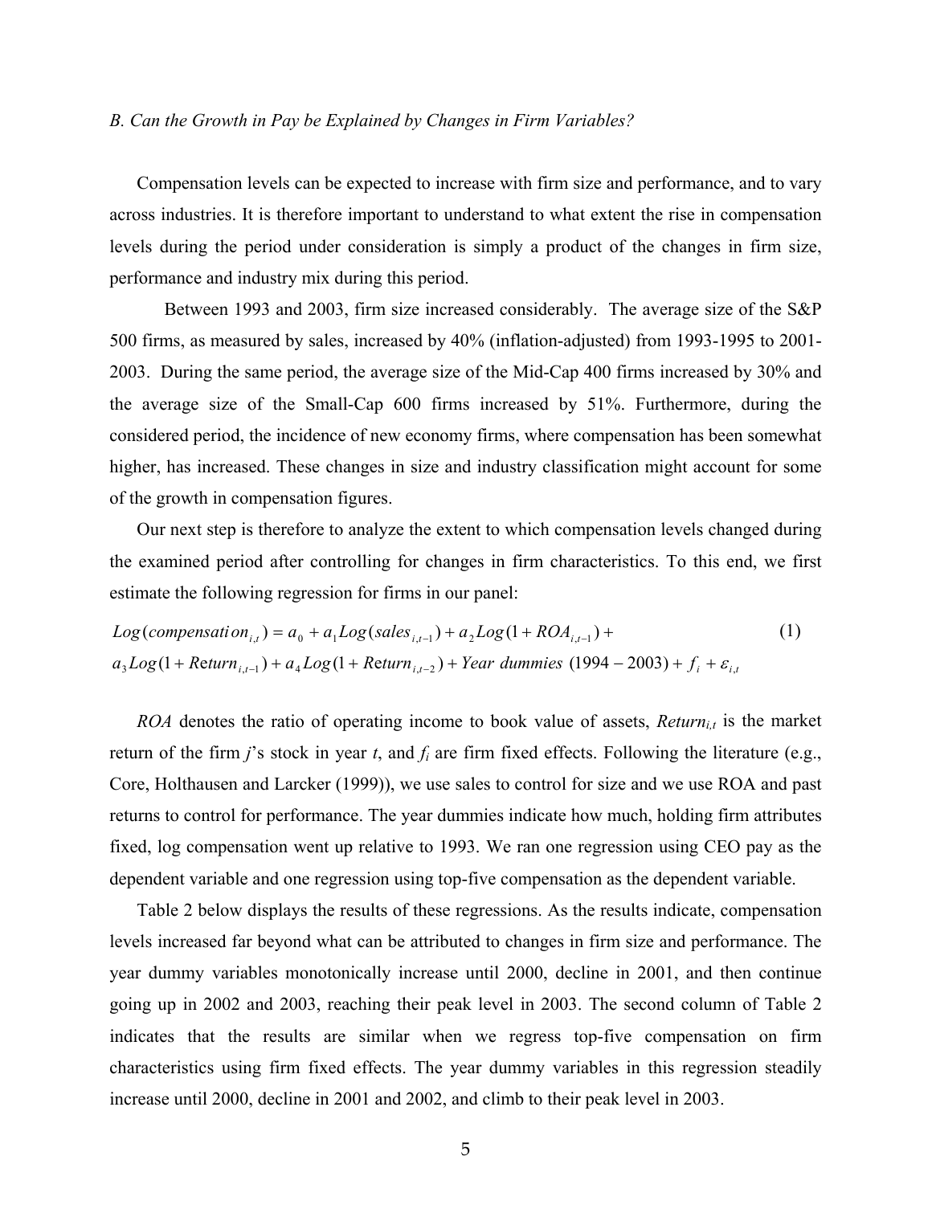*B. Can the Growth in Pay be Explained by Changes in Firm Variables?*

Compensation levels can be expected to increase with firm size and performance, and to vary across industries. It is therefore important to understand to what extent the rise in compensation levels during the period under consideration is simply a product of the changes in firm size, performance and industry mix during this period.

Between 1993 and 2003, firm size increased considerably. The average size of the S&P 500 firms, as measured by sales, increased by 40% (inflation-adjusted) from 1993-1995 to 2001-2003. During the same period, the average size of the Mid-Cap 400 firms increased by 30% and the average size of the Small-Cap 600 firms increased by 51%. Furthermore, during the considered period, the incidence of new economy firms, where compensation has been somewhat higher, has increased. These changes in size and industry classification might account for some of the growth in compensation figures.

Our next step is therefore to analyze the extent to which compensation levels changed during the examined period after controlling for changes in firm characteristics. To this end, we first estimate the following regression for firms in our panel:

$$Log(compensation_{i,t}) = a_0 + a_1 Log(sales_{i,t-1}) + a_2 Log(1 + ROA_{i,t-1}) + a_3 Log(1 + Return_{i,t-1}) + a_4 Log(1 + Return_{i,t-2}) + Year\ dummies\ (1994-2003) + f_i + \varepsilon_{i,t} \quad (1)$$

*ROA* denotes the ratio of operating income to book value of assets, $Return_{i,t}$ is the market return of the firm *j*'s stock in year *t*, and $f_i$ are firm fixed effects. Following the literature (e.g., Core, Holthausen and Larcker (1999)), we use sales to control for size and we use ROA and past returns to control for performance. The year dummies indicate how much, holding firm attributes fixed, log compensation went up relative to 1993. We ran one regression using CEO pay as the dependent variable and one regression using top-five compensation as the dependent variable.

Table 2 below displays the results of these regressions. As the results indicate, compensation levels increased far beyond what can be attributed to changes in firm size and performance. The year dummy variables monotonically increase until 2000, decline in 2001, and then continue going up in 2002 and 2003, reaching their peak level in 2003. The second column of Table 2 indicates that the results are similar when we regress top-five compensation on firm characteristics using firm fixed effects. The year dummy variables in this regression steadily increase until 2000, decline in 2001 and 2002, and climb to their peak level in 2003.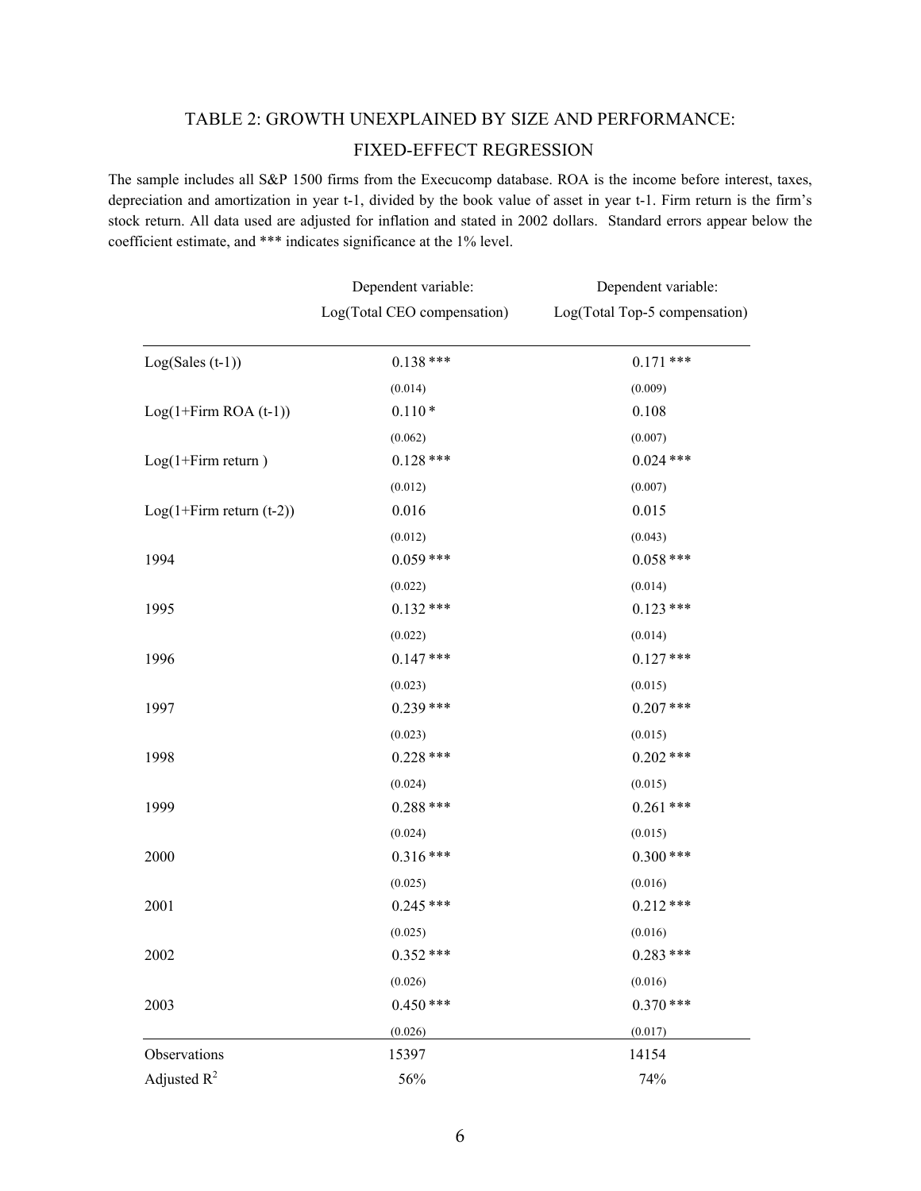## TABLE 2: GROWTH UNEXPLAINED BY SIZE AND PERFORMANCE: FIXED-EFFECT REGRESSION

The sample includes all S&P 1500 firms from the Execucomp database. ROA is the income before interest, taxes, depreciation and amortization in year t-1, divided by the book value of asset in year t-1. Firm return is the firm's stock return. All data used are adjusted for inflation and stated in 2002 dollars. Standard errors appear below the coefficient estimate, and *** indicates significance at the 1% level.

| | Dependent variable: Log(Total CEO compensation) | Dependent variable: Log(Total Top-5 compensation) |
|---|---|---|
| Log(Sales (t-1)) | 0.138 *** | 0.171 *** |
| | (0.014) | (0.009) |
| Log(1+Firm ROA (t-1)) | 0.110 * | 0.108 |
| | (0.062) | (0.007) |
| Log(1+Firm return ) | 0.128 *** | 0.024 *** |
| | (0.012) | (0.007) |
| Log(1+Firm return (t-2)) | 0.016 | 0.015 |
| | (0.012) | (0.043) |
| 1994 | 0.059 *** | 0.058 *** |
| | (0.022) | (0.014) |
| 1995 | 0.132 *** | 0.123 *** |
| | (0.022) | (0.014) |
| 1996 | 0.147 *** | 0.127 *** |
| | (0.023) | (0.015) |
| 1997 | 0.239 *** | 0.207 *** |
| | (0.023) | (0.015) |
| 1998 | 0.228 *** | 0.202 *** |
| | (0.024) | (0.015) |
| 1999 | 0.288 *** | 0.261 *** |
| | (0.024) | (0.015) |
| 2000 | 0.316 *** | 0.300 *** |
| | (0.025) | (0.016) |
| 2001 | 0.245 *** | 0.212 *** |
| | (0.025) | (0.016) |
| 2002 | 0.352 *** | 0.283 *** |
| | (0.026) | (0.016) |
| 2003 | 0.450 *** | 0.370 *** |
| | (0.026) | (0.017) |
| Observations | 15397 | 14154 |
| Adjusted $R^2$ | 56% | 74% |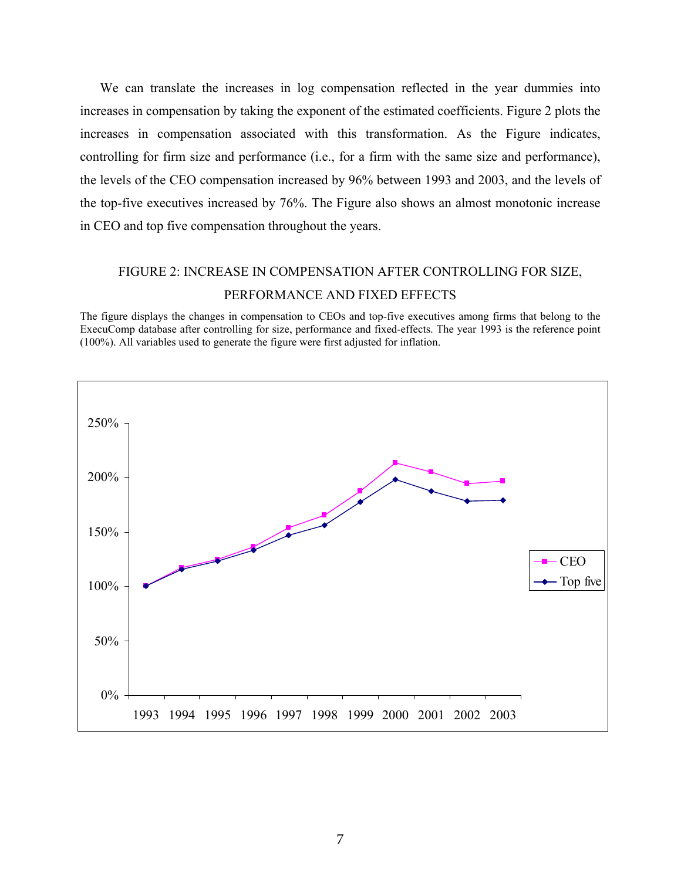We can translate the increases in log compensation reflected in the year dummies into increases in compensation by taking the exponent of the estimated coefficients. Figure 2 plots the increases in compensation associated with this transformation. As the Figure indicates, controlling for firm size and performance (i.e., for a firm with the same size and performance), the levels of the CEO compensation increased by 96% between 1993 and 2003, and the levels of the top-five executives increased by 76%. The Figure also shows an almost monotonic increase in CEO and top five compensation throughout the years.

FIGURE 2: INCREASE IN COMPENSATION AFTER CONTROLLING FOR SIZE, PERFORMANCE AND FIXED EFFECTS

The figure displays the changes in compensation to CEOs and top-five executives among firms that belong to the ExecuComp database after controlling for size, performance and fixed-effects. The year 1993 is the reference point (100%). All variables used to generate the figure were first adjusted for inflation.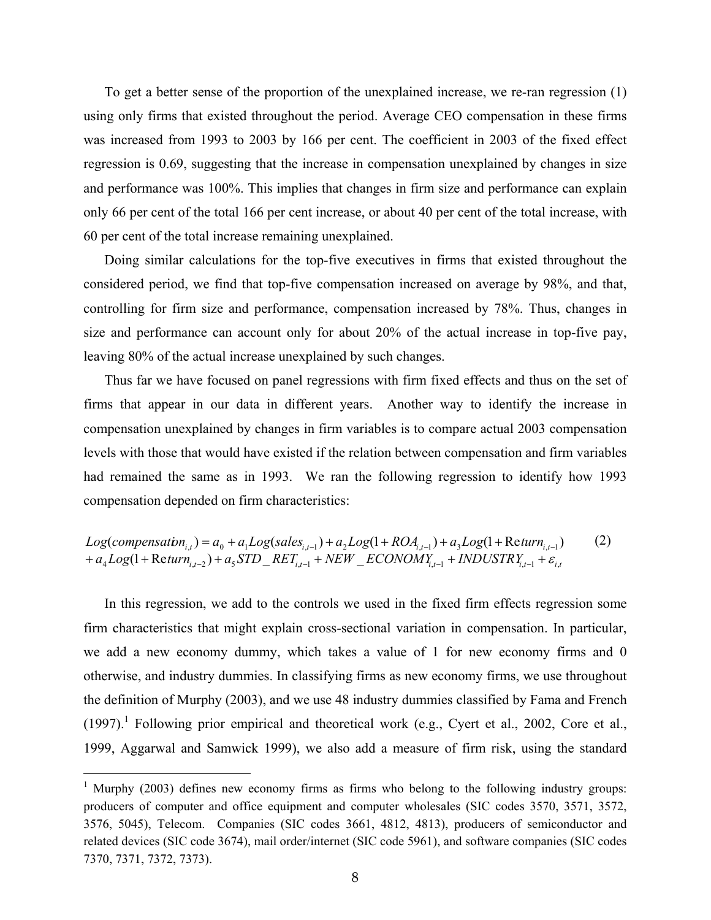To get a better sense of the proportion of the unexplained increase, we re-ran regression (1) using only firms that existed throughout the period. Average CEO compensation in these firms was increased from 1993 to 2003 by 166 per cent. The coefficient in 2003 of the fixed effect regression is 0.69, suggesting that the increase in compensation unexplained by changes in size and performance was 100%. This implies that changes in firm size and performance can explain only 66 per cent of the total 166 per cent increase, or about 40 per cent of the total increase, with 60 per cent of the total increase remaining unexplained.

Doing similar calculations for the top-five executives in firms that existed throughout the considered period, we find that top-five compensation increased on average by 98%, and that, controlling for firm size and performance, compensation increased by 78%. Thus, changes in size and performance can account only for about 20% of the actual increase in top-five pay, leaving 80% of the actual increase unexplained by such changes.

Thus far we have focused on panel regressions with firm fixed effects and thus on the set of firms that appear in our data in different years. Another way to identify the increase in compensation unexplained by changes in firm variables is to compare actual 2003 compensation levels with those that would have existed if the relation between compensation and firm variables had remained the same as in 1993. We ran the following regression to identify how 1993 compensation depended on firm characteristics:

$$
\begin{aligned}
Log(compensation_{i,t}) &= a_0 + a_1 Log(sales_{i,t-1}) + a_2 Log(1+ROA_{i,t-1}) + a_3 Log(1+\text{Re}turn_{i,t-1}) \\
&+ a_4 Log(1+\text{Re}turn_{i,t-2}) + a_5 STD\_RET_{i,t-1} + NEW\_ECONOMY_{i,t-1} + INDUSTRY_{i,t-1} + \varepsilon_{i,t}
\end{aligned}
\qquad (2)
$$

In this regression, we add to the controls we used in the fixed firm effects regression some firm characteristics that might explain cross-sectional variation in compensation. In particular, we add a new economy dummy, which takes a value of 1 for new economy firms and 0 otherwise, and industry dummies. In classifying firms as new economy firms, we use throughout the definition of Murphy (2003), and we use 48 industry dummies classified by Fama and French (1997).[1] Following prior empirical and theoretical work (e.g., Cyert et al., 2002, Core et al., 1999, Aggarwal and Samwick 1999), we also add a measure of firm risk, using the standard

[1] Murphy (2003) defines new economy firms as firms who belong to the following industry groups: producers of computer and office equipment and computer wholesales (SIC codes 3570, 3571, 3572, 3576, 5045), Telecom. Companies (SIC codes 3661, 4812, 4813), producers of semiconductor and related devices (SIC code 3674), mail order/internet (SIC code 5961), and software companies (SIC codes 7370, 7371, 7372, 7373).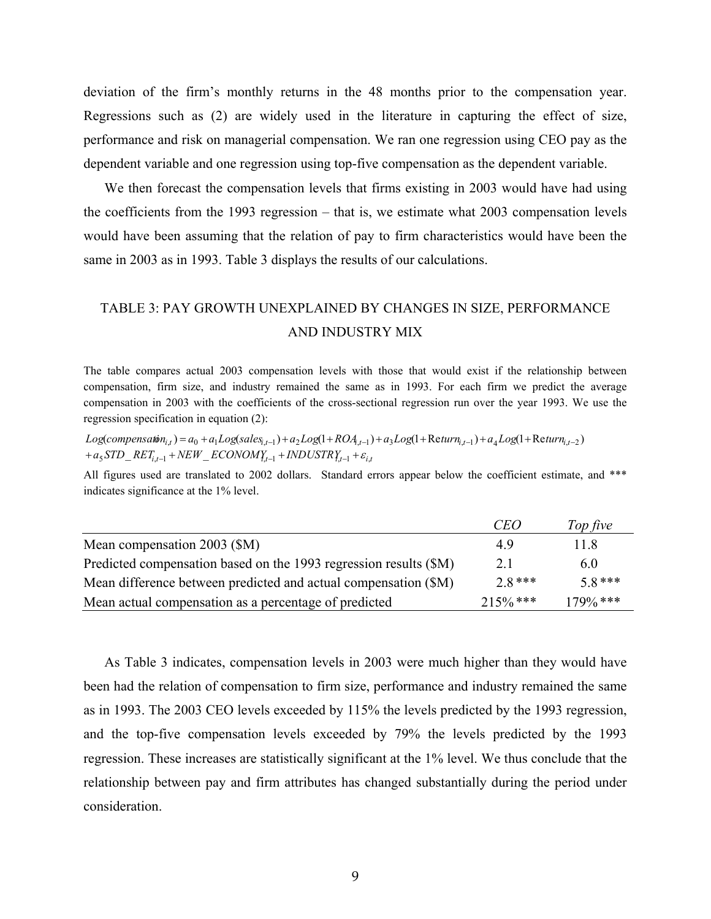deviation of the firm's monthly returns in the 48 months prior to the compensation year. Regressions such as (2) are widely used in the literature in capturing the effect of size, performance and risk on managerial compensation. We ran one regression using CEO pay as the dependent variable and one regression using top-five compensation as the dependent variable.

We then forecast the compensation levels that firms existing in 2003 would have had using the coefficients from the 1993 regression – that is, we estimate what 2003 compensation levels would have been assuming that the relation of pay to firm characteristics would have been the same in 2003 as in 1993. Table 3 displays the results of our calculations.

## TABLE 3: PAY GROWTH UNEXPLAINED BY CHANGES IN SIZE, PERFORMANCE AND INDUSTRY MIX

The table compares actual 2003 compensation levels with those that would exist if the relationship between compensation, firm size, and industry remained the same as in 1993. For each firm we predict the average compensation in 2003 with the coefficients of the cross-sectional regression run over the year 1993. We use the regression specification in equation (2):

$$
\begin{aligned}
Log(compensation_{i,t}) &= a_0 + a_1 Log(sales_{i,t-1}) + a_2 Log(1+ROA_{i,t-1}) + a_3 Log(1+\mathrm{Re}turn_{i,t-1}) + a_4 Log(1+\mathrm{Re}turn_{i,t-2}) \\
&+ a_5 STD\_RET_{i,t-1} + NEW\_ECONOMY_{i,t-1} + INDUSTRY_{i,t-1} + \varepsilon_{i,t}
\end{aligned}
$$

All figures used are translated to 2002 dollars. Standard errors appear below the coefficient estimate, and *** indicates significance at the 1% level.

| | *CEO* | *Top five* |
|---|---|---|
| Mean compensation 2003 ($M) | 4.9 | 11.8 |
| Predicted compensation based on the 1993 regression results ($M) | 2.1 | 6.0 |
| Mean difference between predicted and actual compensation ($M) | 2.8 *** | 5.8 *** |
| Mean actual compensation as a percentage of predicted | 215% *** | 179% *** |

As Table 3 indicates, compensation levels in 2003 were much higher than they would have been had the relation of compensation to firm size, performance and industry remained the same as in 1993. The 2003 CEO levels exceeded by 115% the levels predicted by the 1993 regression, and the top-five compensation levels exceeded by 79% the levels predicted by the 1993 regression. These increases are statistically significant at the 1% level. We thus conclude that the relationship between pay and firm attributes has changed substantially during the period under consideration.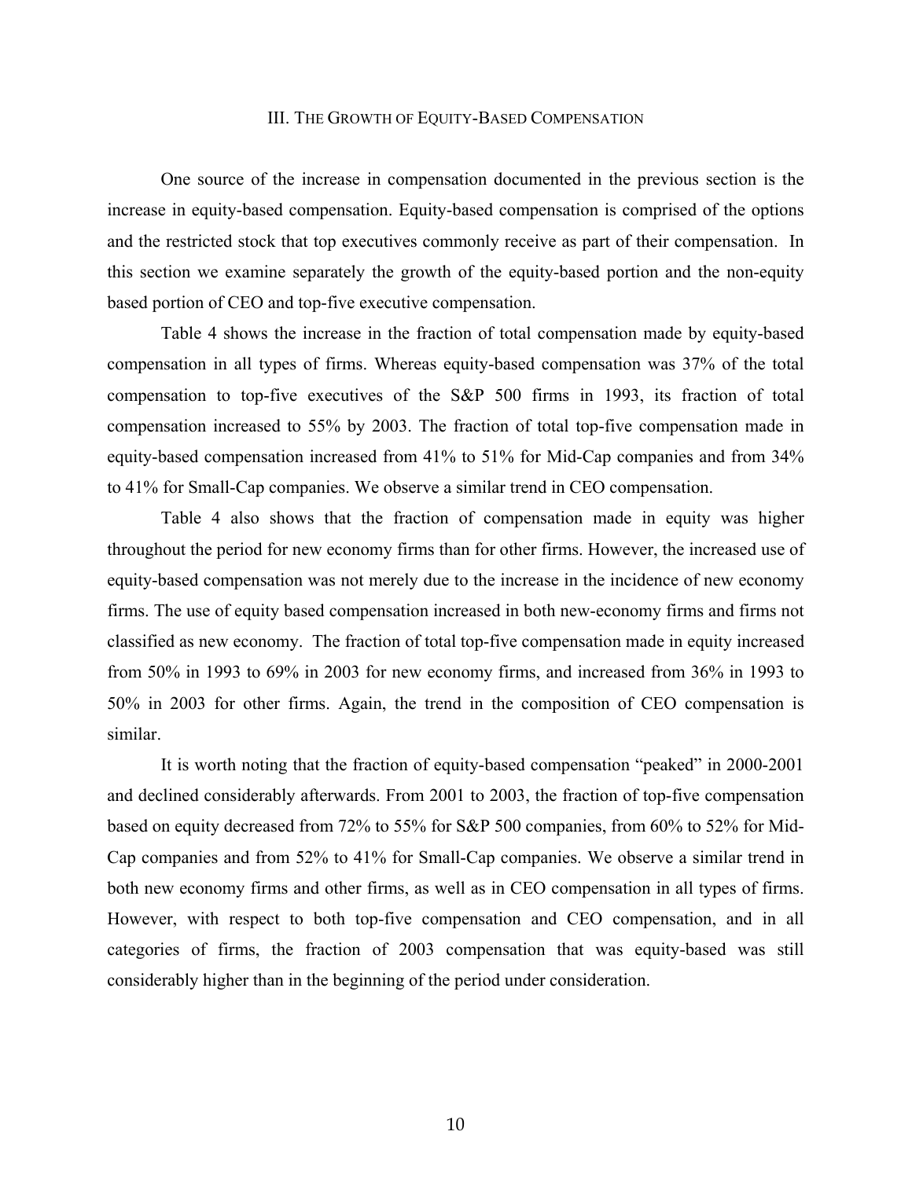## III. The Growth of Equity-Based Compensation

One source of the increase in compensation documented in the previous section is the increase in equity-based compensation. Equity-based compensation is comprised of the options and the restricted stock that top executives commonly receive as part of their compensation. In this section we examine separately the growth of the equity-based portion and the non-equity based portion of CEO and top-five executive compensation.

Table 4 shows the increase in the fraction of total compensation made by equity-based compensation in all types of firms. Whereas equity-based compensation was 37% of the total compensation to top-five executives of the S&P 500 firms in 1993, its fraction of total compensation increased to 55% by 2003. The fraction of total top-five compensation made in equity-based compensation increased from 41% to 51% for Mid-Cap companies and from 34% to 41% for Small-Cap companies. We observe a similar trend in CEO compensation.

Table 4 also shows that the fraction of compensation made in equity was higher throughout the period for new economy firms than for other firms. However, the increased use of equity-based compensation was not merely due to the increase in the incidence of new economy firms. The use of equity based compensation increased in both new-economy firms and firms not classified as new economy. The fraction of total top-five compensation made in equity increased from 50% in 1993 to 69% in 2003 for new economy firms, and increased from 36% in 1993 to 50% in 2003 for other firms. Again, the trend in the composition of CEO compensation is similar.

It is worth noting that the fraction of equity-based compensation "peaked" in 2000-2001 and declined considerably afterwards. From 2001 to 2003, the fraction of top-five compensation based on equity decreased from 72% to 55% for S&P 500 companies, from 60% to 52% for Mid-Cap companies and from 52% to 41% for Small-Cap companies. We observe a similar trend in both new economy firms and other firms, as well as in CEO compensation in all types of firms. However, with respect to both top-five compensation and CEO compensation, and in all categories of firms, the fraction of 2003 compensation that was equity-based was still considerably higher than in the beginning of the period under consideration.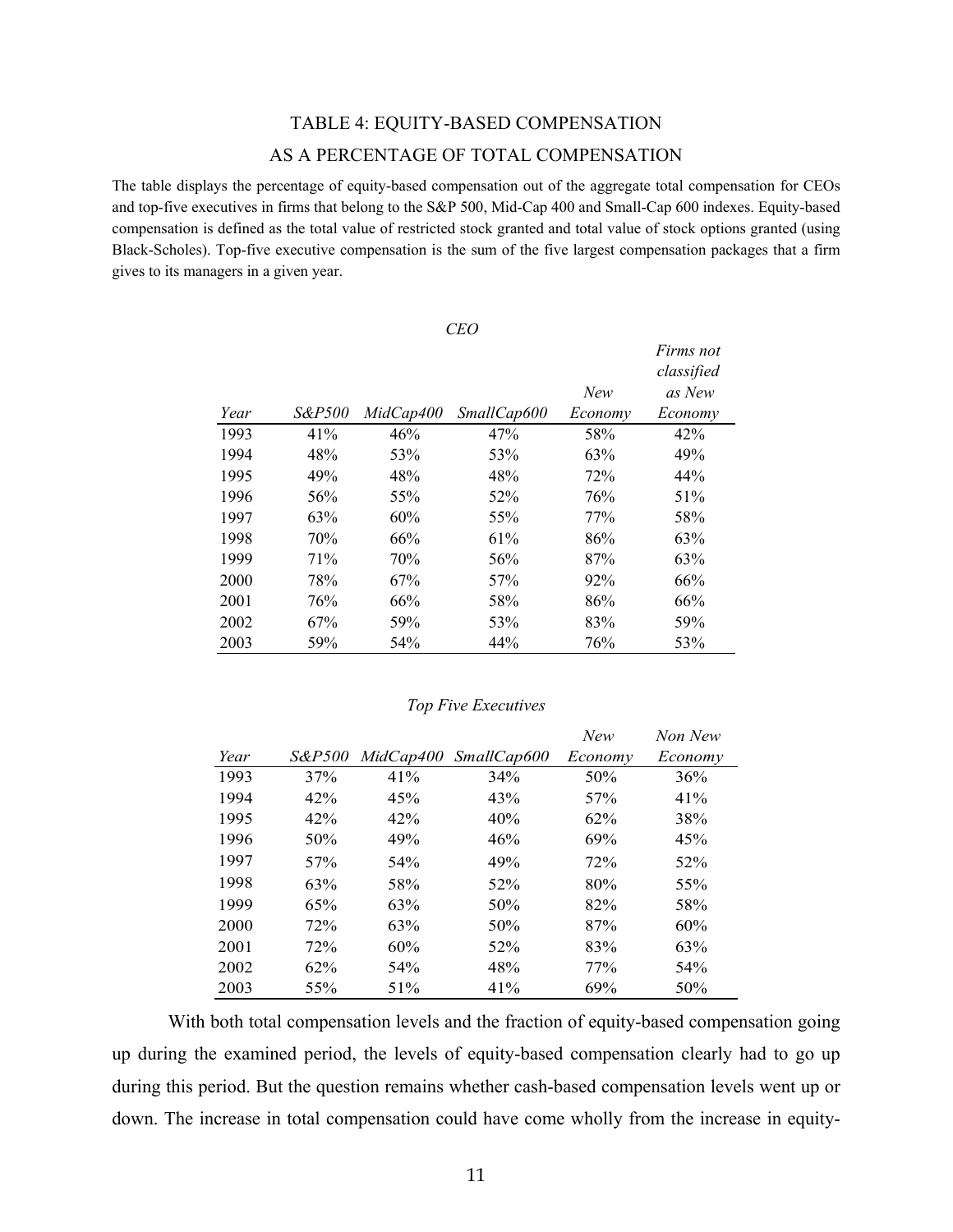## TABLE 4: EQUITY-BASED COMPENSATION AS A PERCENTAGE OF TOTAL COMPENSATION

The table displays the percentage of equity-based compensation out of the aggregate total compensation for CEOs and top-five executives in firms that belong to the S&P 500, Mid-Cap 400 and Small-Cap 600 indexes. Equity-based compensation is defined as the total value of restricted stock granted and total value of stock options granted (using Black-Scholes). Top-five executive compensation is the sum of the five largest compensation packages that a firm gives to its managers in a given year.

*CEO*

| *Year* | *S&P500* | *MidCap400* | *SmallCap600* | *New Economy* | *Firms not classified as New Economy* |
|---|---|---|---|---|---|
| 1993 | 41% | 46% | 47% | 58% | 42% |
| 1994 | 48% | 53% | 53% | 63% | 49% |
| 1995 | 49% | 48% | 48% | 72% | 44% |
| 1996 | 56% | 55% | 52% | 76% | 51% |
| 1997 | 63% | 60% | 55% | 77% | 58% |
| 1998 | 70% | 66% | 61% | 86% | 63% |
| 1999 | 71% | 70% | 56% | 87% | 63% |
| 2000 | 78% | 67% | 57% | 92% | 66% |
| 2001 | 76% | 66% | 58% | 86% | 66% |
| 2002 | 67% | 59% | 53% | 83% | 59% |
| 2003 | 59% | 54% | 44% | 76% | 53% |

*Top Five Executives*

| *Year* | *S&P500* | *MidCap400* | *SmallCap600* | *New Economy* | *Non New Economy* |
|---|---|---|---|---|---|
| 1993 | 37% | 41% | 34% | 50% | 36% |
| 1994 | 42% | 45% | 43% | 57% | 41% |
| 1995 | 42% | 42% | 40% | 62% | 38% |
| 1996 | 50% | 49% | 46% | 69% | 45% |
| 1997 | 57% | 54% | 49% | 72% | 52% |
| 1998 | 63% | 58% | 52% | 80% | 55% |
| 1999 | 65% | 63% | 50% | 82% | 58% |
| 2000 | 72% | 63% | 50% | 87% | 60% |
| 2001 | 72% | 60% | 52% | 83% | 63% |
| 2002 | 62% | 54% | 48% | 77% | 54% |
| 2003 | 55% | 51% | 41% | 69% | 50% |

With both total compensation levels and the fraction of equity-based compensation going up during the examined period, the levels of equity-based compensation clearly had to go up during this period. But the question remains whether cash-based compensation levels went up or down. The increase in total compensation could have come wholly from the increase in equity-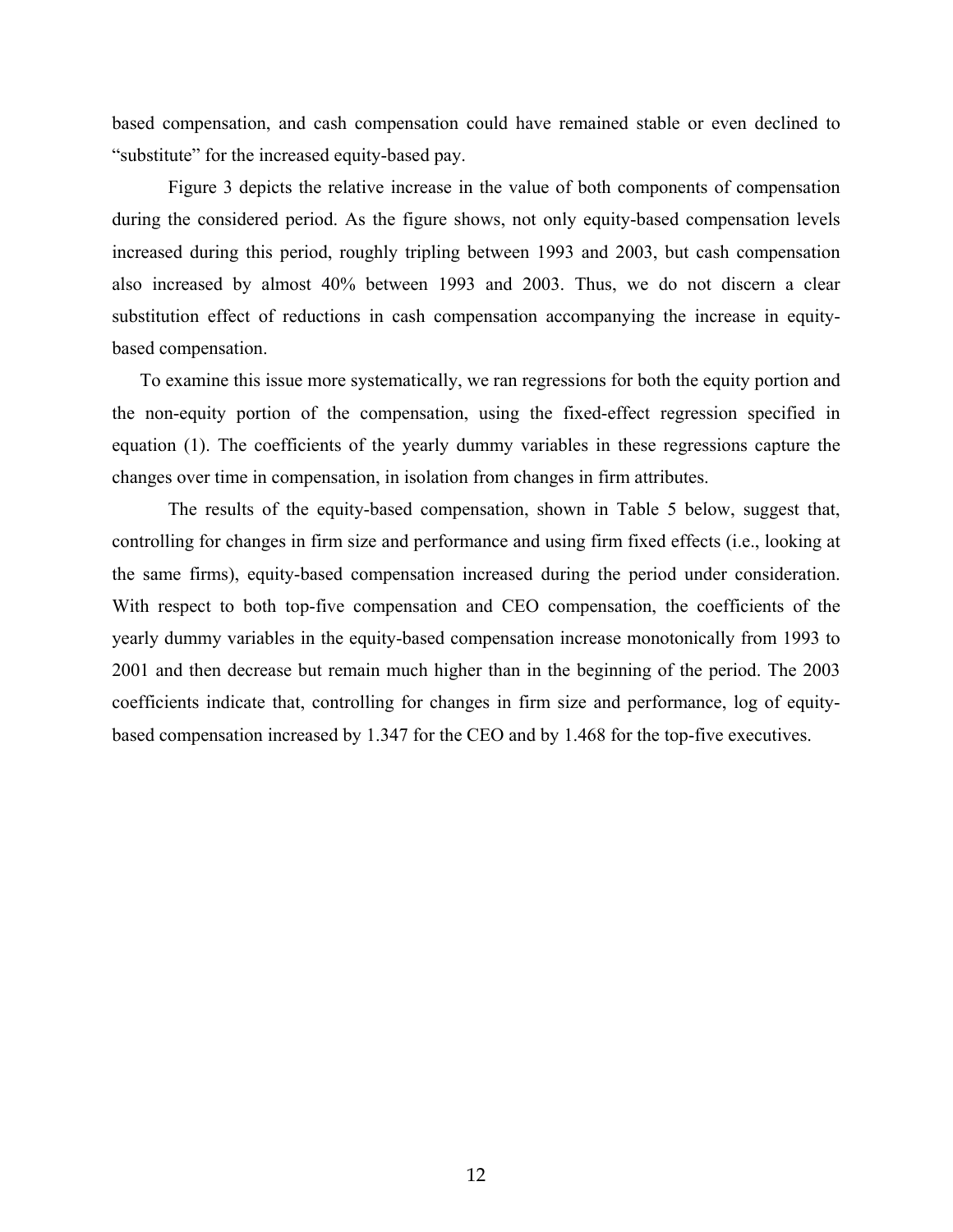based compensation, and cash compensation could have remained stable or even declined to "substitute" for the increased equity-based pay.

Figure 3 depicts the relative increase in the value of both components of compensation during the considered period. As the figure shows, not only equity-based compensation levels increased during this period, roughly tripling between 1993 and 2003, but cash compensation also increased by almost 40% between 1993 and 2003. Thus, we do not discern a clear substitution effect of reductions in cash compensation accompanying the increase in equity-based compensation.

To examine this issue more systematically, we ran regressions for both the equity portion and the non-equity portion of the compensation, using the fixed-effect regression specified in equation (1). The coefficients of the yearly dummy variables in these regressions capture the changes over time in compensation, in isolation from changes in firm attributes.

The results of the equity-based compensation, shown in Table 5 below, suggest that, controlling for changes in firm size and performance and using firm fixed effects (i.e., looking at the same firms), equity-based compensation increased during the period under consideration. With respect to both top-five compensation and CEO compensation, the coefficients of the yearly dummy variables in the equity-based compensation increase monotonically from 1993 to 2001 and then decrease but remain much higher than in the beginning of the period. The 2003 coefficients indicate that, controlling for changes in firm size and performance, log of equity-based compensation increased by 1.347 for the CEO and by 1.468 for the top-five executives.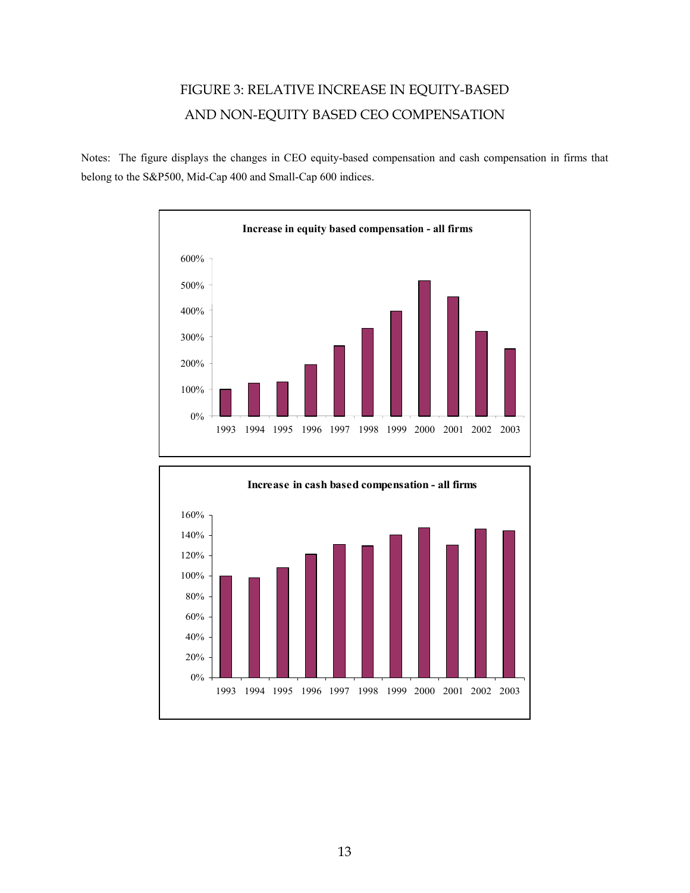# FIGURE 3: RELATIVE INCREASE IN EQUITY-BASED AND NON-EQUITY BASED CEO COMPENSATION

Notes: The figure displays the changes in CEO equity-based compensation and cash compensation in firms that belong to the S&P500, Mid-Cap 400 and Small-Cap 600 indices.

**Increase in equity based compensation - all firms**

**Increase in cash based compensation - all firms**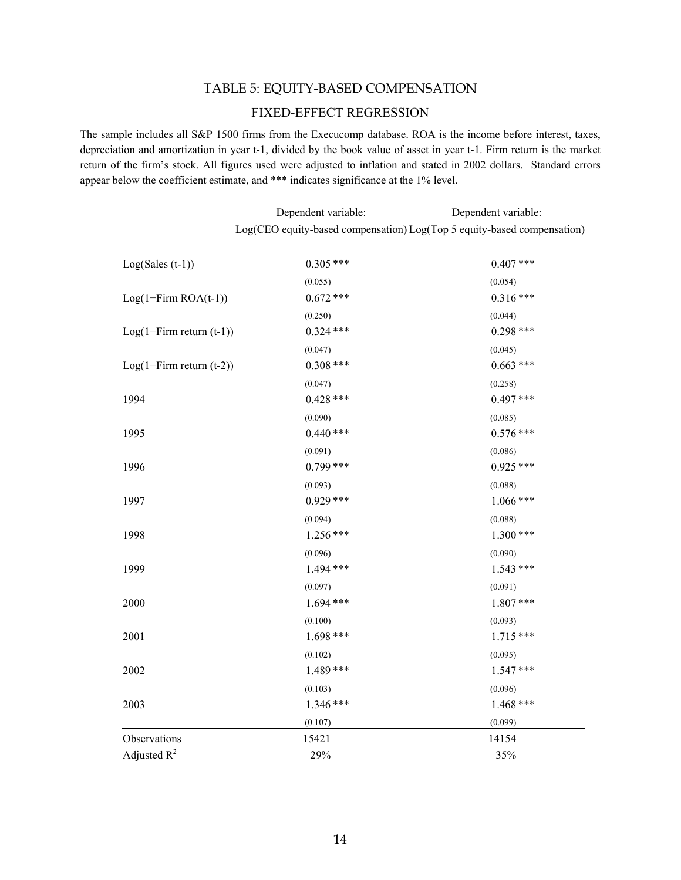## TABLE 5: EQUITY-BASED COMPENSATION

### FIXED-EFFECT REGRESSION

The sample includes all S&P 1500 firms from the Execucomp database. ROA is the income before interest, taxes, depreciation and amortization in year t-1, divided by the book value of asset in year t-1. Firm return is the market return of the firm's stock. All figures used were adjusted to inflation and stated in 2002 dollars. Standard errors appear below the coefficient estimate, and *** indicates significance at the 1% level.

| | Dependent variable: Log(CEO equity-based compensation) | Dependent variable: Log(Top 5 equity-based compensation) |
|---|---|---|
| Log(Sales (t-1)) | 0.305 *** | 0.407 *** |
| | (0.055) | (0.054) |
| Log(1+Firm ROA(t-1)) | 0.672 *** | 0.316 *** |
| | (0.250) | (0.044) |
| Log(1+Firm return (t-1)) | 0.324 *** | 0.298 *** |
| | (0.047) | (0.045) |
| Log(1+Firm return (t-2)) | 0.308 *** | 0.663 *** |
| | (0.047) | (0.258) |
| 1994 | 0.428 *** | 0.497 *** |
| | (0.090) | (0.085) |
| 1995 | 0.440 *** | 0.576 *** |
| | (0.091) | (0.086) |
| 1996 | 0.799 *** | 0.925 *** |
| | (0.093) | (0.088) |
| 1997 | 0.929 *** | 1.066 *** |
| | (0.094) | (0.088) |
| 1998 | 1.256 *** | 1.300 *** |
| | (0.096) | (0.090) |
| 1999 | 1.494 *** | 1.543 *** |
| | (0.097) | (0.091) |
| 2000 | 1.694 *** | 1.807 *** |
| | (0.100) | (0.093) |
| 2001 | 1.698 *** | 1.715 *** |
| | (0.102) | (0.095) |
| 2002 | 1.489 *** | 1.547 *** |
| | (0.103) | (0.096) |
| 2003 | 1.346 *** | 1.468 *** |
| | (0.107) | (0.099) |
| Observations | 15421 | 14154 |
| Adjusted $R^2$ | 29% | 35% |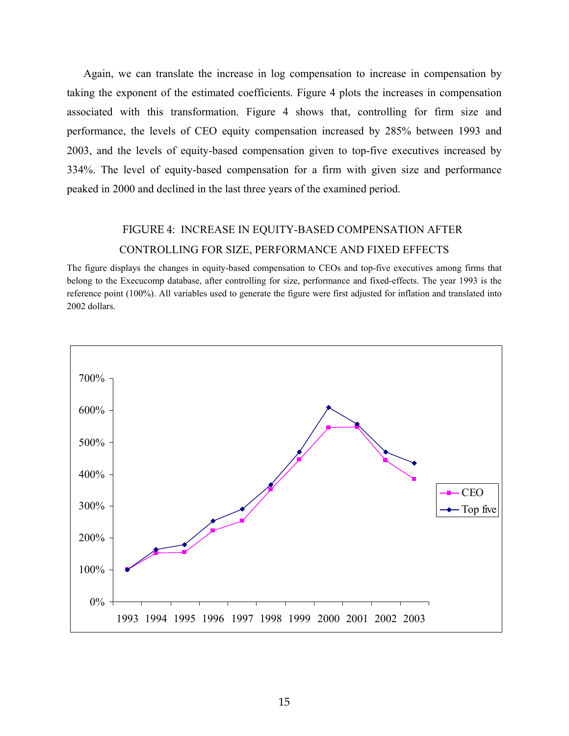Again, we can translate the increase in log compensation to increase in compensation by taking the exponent of the estimated coefficients. Figure 4 plots the increases in compensation associated with this transformation. Figure 4 shows that, controlling for firm size and performance, the levels of CEO equity compensation increased by 285% between 1993 and 2003, and the levels of equity-based compensation given to top-five executives increased by 334%. The level of equity-based compensation for a firm with given size and performance peaked in 2000 and declined in the last three years of the examined period.

FIGURE 4: INCREASE IN EQUITY-BASED COMPENSATION AFTER CONTROLLING FOR SIZE, PERFORMANCE AND FIXED EFFECTS

The figure displays the changes in equity-based compensation to CEOs and top-five executives among firms that belong to the Execucomp database, after controlling for size, performance and fixed-effects. The year 1993 is the reference point (100%). All variables used to generate the figure were first adjusted for inflation and translated into 2002 dollars.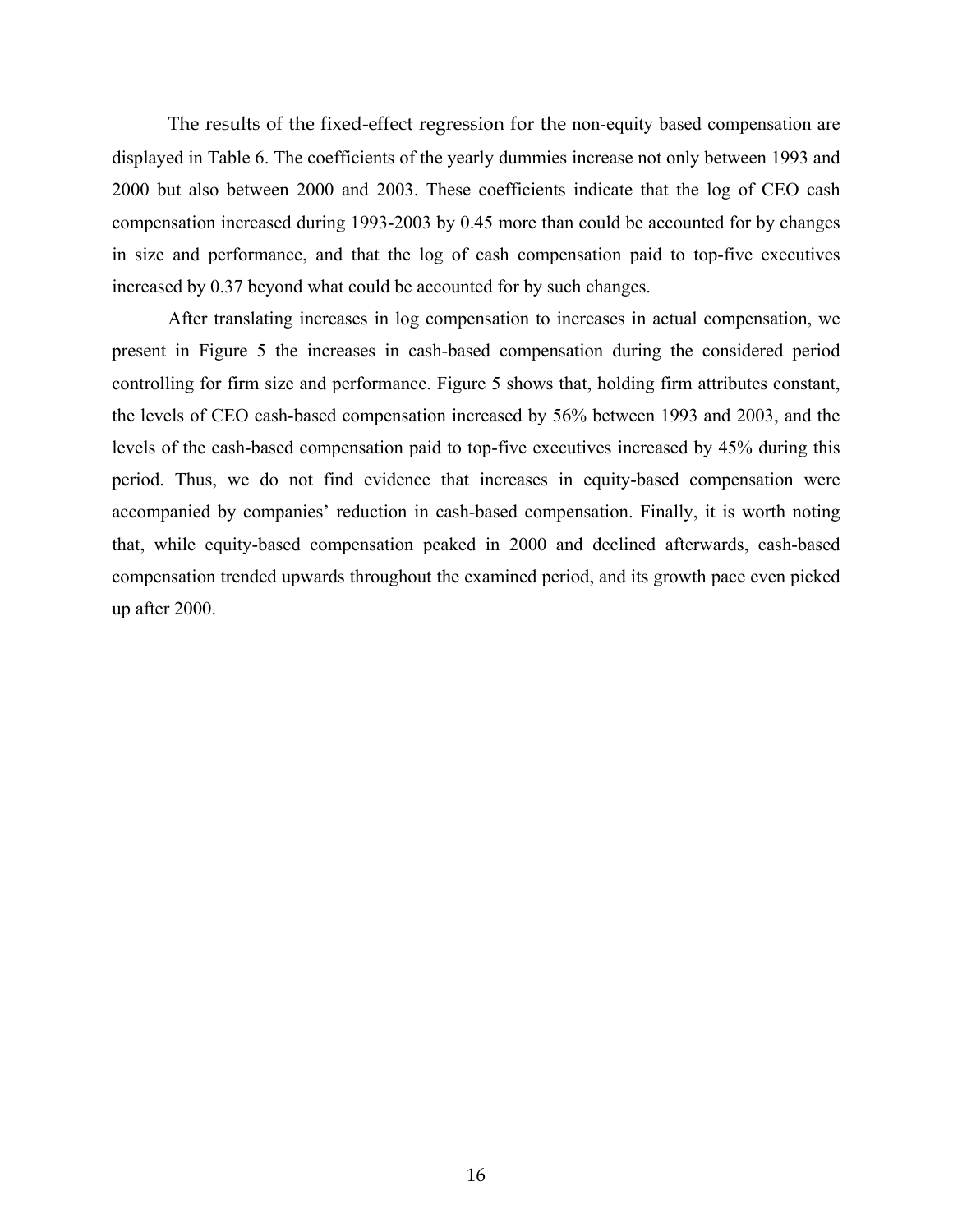The results of the fixed-effect regression for the non-equity based compensation are displayed in Table 6. The coefficients of the yearly dummies increase not only between 1993 and 2000 but also between 2000 and 2003. These coefficients indicate that the log of CEO cash compensation increased during 1993-2003 by 0.45 more than could be accounted for by changes in size and performance, and that the log of cash compensation paid to top-five executives increased by 0.37 beyond what could be accounted for by such changes.

After translating increases in log compensation to increases in actual compensation, we present in Figure 5 the increases in cash-based compensation during the considered period controlling for firm size and performance. Figure 5 shows that, holding firm attributes constant, the levels of CEO cash-based compensation increased by 56% between 1993 and 2003, and the levels of the cash-based compensation paid to top-five executives increased by 45% during this period. Thus, we do not find evidence that increases in equity-based compensation were accompanied by companies' reduction in cash-based compensation. Finally, it is worth noting that, while equity-based compensation peaked in 2000 and declined afterwards, cash-based compensation trended upwards throughout the examined period, and its growth pace even picked up after 2000.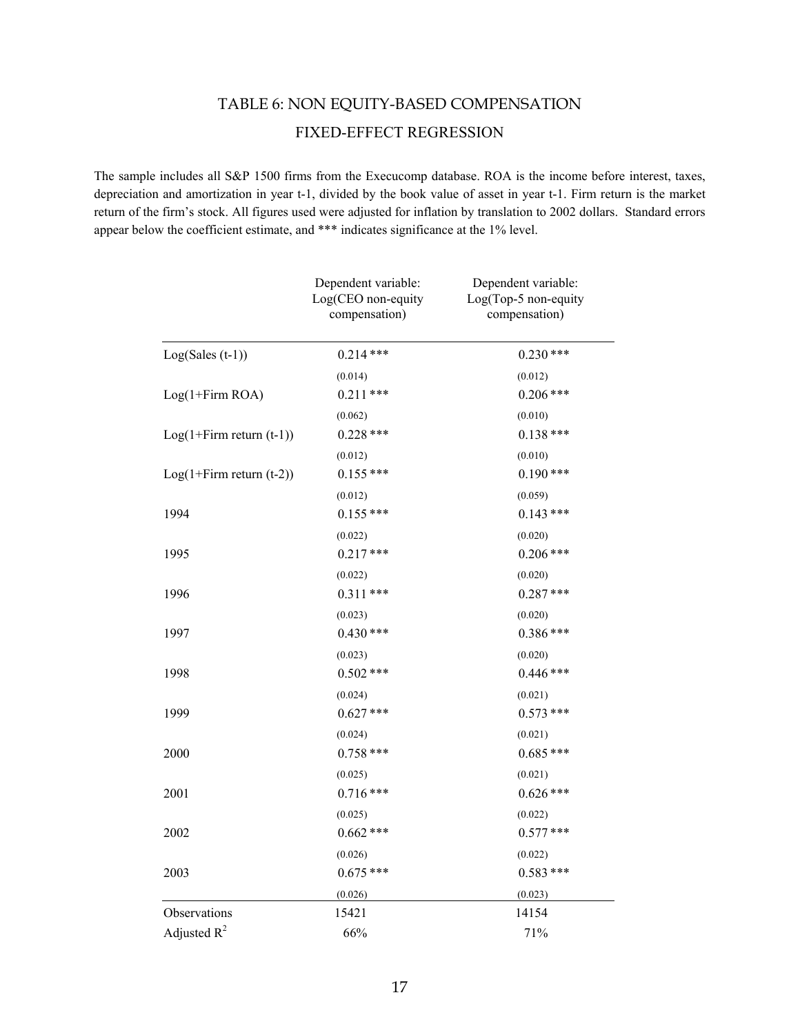# TABLE 6: NON EQUITY-BASED COMPENSATION

## FIXED-EFFECT REGRESSION

The sample includes all S&P 1500 firms from the Execucomp database. ROA is the income before interest, taxes, depreciation and amortization in year t-1, divided by the book value of asset in year t-1. Firm return is the market return of the firm's stock. All figures used were adjusted for inflation by translation to 2002 dollars. Standard errors appear below the coefficient estimate, and *** indicates significance at the 1% level.

| | Dependent variable: Log(CEO non-equity compensation) | Dependent variable: Log(Top-5 non-equity compensation) |
|---|---|---|
| Log(Sales (t-1)) | 0.214 *** | 0.230 *** |
| | (0.014) | (0.012) |
| Log(1+Firm ROA) | 0.211 *** | 0.206 *** |
| | (0.062) | (0.010) |
| Log(1+Firm return (t-1)) | 0.228 *** | 0.138 *** |
| | (0.012) | (0.010) |
| Log(1+Firm return (t-2)) | 0.155 *** | 0.190 *** |
| | (0.012) | (0.059) |
| 1994 | 0.155 *** | 0.143 *** |
| | (0.022) | (0.020) |
| 1995 | 0.217 *** | 0.206 *** |
| | (0.022) | (0.020) |
| 1996 | 0.311 *** | 0.287 *** |
| | (0.023) | (0.020) |
| 1997 | 0.430 *** | 0.386 *** |
| | (0.023) | (0.020) |
| 1998 | 0.502 *** | 0.446 *** |
| | (0.024) | (0.021) |
| 1999 | 0.627 *** | 0.573 *** |
| | (0.024) | (0.021) |
| 2000 | 0.758 *** | 0.685 *** |
| | (0.025) | (0.021) |
| 2001 | 0.716 *** | 0.626 *** |
| | (0.025) | (0.022) |
| 2002 | 0.662 *** | 0.577 *** |
| | (0.026) | (0.022) |
| 2003 | 0.675 *** | 0.583 *** |
| | (0.026) | (0.023) |
| Observations | 15421 | 14154 |
| Adjusted $R^2$ | 66% | 71% |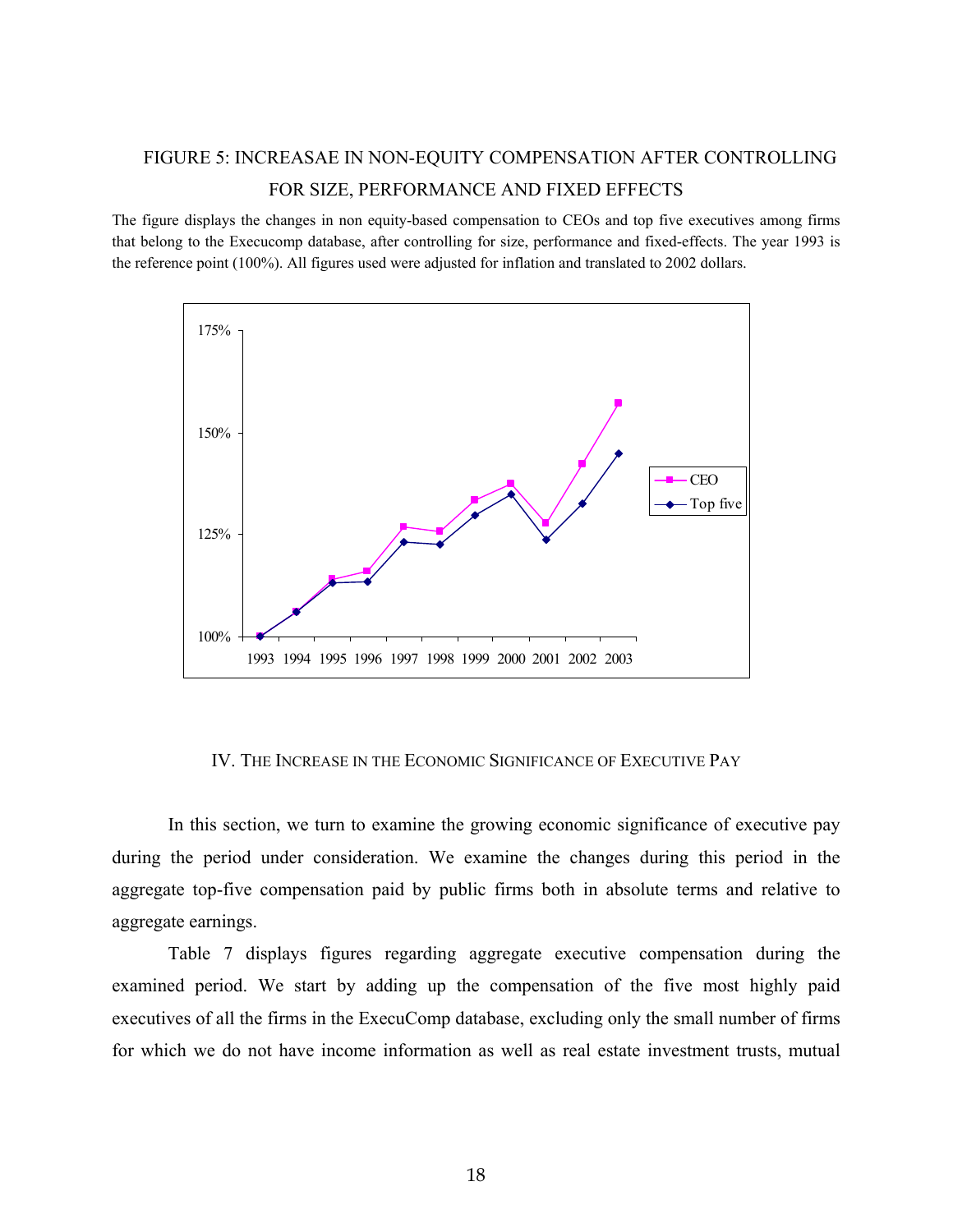## FIGURE 5: INCREASAE IN NON-EQUITY COMPENSATION AFTER CONTROLLING FOR SIZE, PERFORMANCE AND FIXED EFFECTS

The figure displays the changes in non equity-based compensation to CEOs and top five executives among firms that belong to the Execucomp database, after controlling for size, performance and fixed-effects. The year 1993 is the reference point (100%). All figures used were adjusted for inflation and translated to 2002 dollars.

## IV. THE INCREASE IN THE ECONOMIC SIGNIFICANCE OF EXECUTIVE PAY

In this section, we turn to examine the growing economic significance of executive pay during the period under consideration. We examine the changes during this period in the aggregate top-five compensation paid by public firms both in absolute terms and relative to aggregate earnings.

Table 7 displays figures regarding aggregate executive compensation during the examined period. We start by adding up the compensation of the five most highly paid executives of all the firms in the ExecuComp database, excluding only the small number of firms for which we do not have income information as well as real estate investment trusts, mutual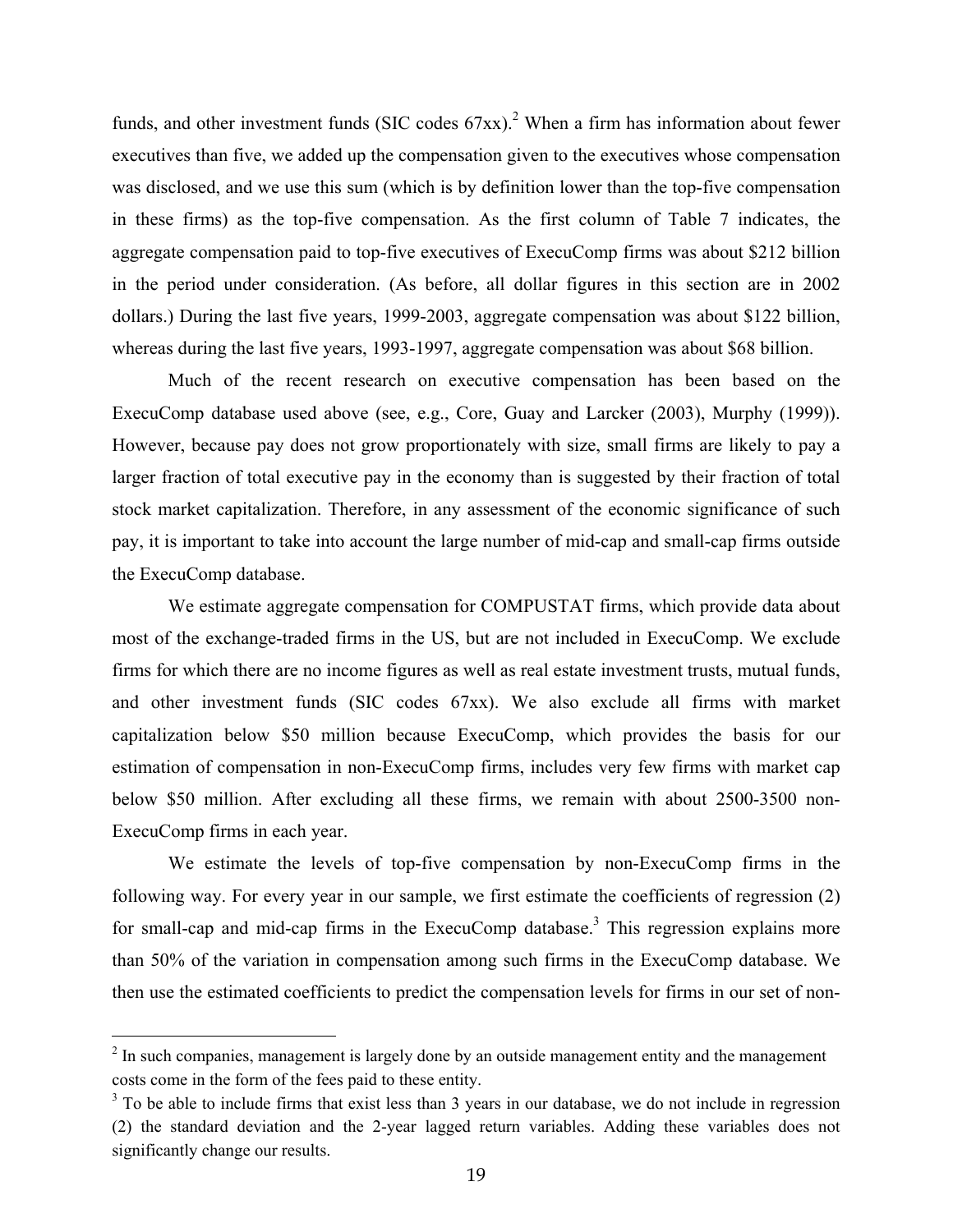funds, and other investment funds (SIC codes 67xx).[2] When a firm has information about fewer executives than five, we added up the compensation given to the executives whose compensation was disclosed, and we use this sum (which is by definition lower than the top-five compensation in these firms) as the top-five compensation. As the first column of Table 7 indicates, the aggregate compensation paid to top-five executives of ExecuComp firms was about $212 billion in the period under consideration. (As before, all dollar figures in this section are in 2002 dollars.) During the last five years, 1999-2003, aggregate compensation was about $122 billion, whereas during the last five years, 1993-1997, aggregate compensation was about $68 billion.

Much of the recent research on executive compensation has been based on the ExecuComp database used above (see, e.g., Core, Guay and Larcker (2003), Murphy (1999)). However, because pay does not grow proportionately with size, small firms are likely to pay a larger fraction of total executive pay in the economy than is suggested by their fraction of total stock market capitalization. Therefore, in any assessment of the economic significance of such pay, it is important to take into account the large number of mid-cap and small-cap firms outside the ExecuComp database.

We estimate aggregate compensation for COMPUSTAT firms, which provide data about most of the exchange-traded firms in the US, but are not included in ExecuComp. We exclude firms for which there are no income figures as well as real estate investment trusts, mutual funds, and other investment funds (SIC codes 67xx). We also exclude all firms with market capitalization below $50 million because ExecuComp, which provides the basis for our estimation of compensation in non-ExecuComp firms, includes very few firms with market cap below $50 million. After excluding all these firms, we remain with about 2500-3500 non-ExecuComp firms in each year.

We estimate the levels of top-five compensation by non-ExecuComp firms in the following way. For every year in our sample, we first estimate the coefficients of regression (2) for small-cap and mid-cap firms in the ExecuComp database.[3] This regression explains more than 50% of the variation in compensation among such firms in the ExecuComp database. We then use the estimated coefficients to predict the compensation levels for firms in our set of non-

---

[2] In such companies, management is largely done by an outside management entity and the management costs come in the form of the fees paid to these entity.

[3] To be able to include firms that exist less than 3 years in our database, we do not include in regression (2) the standard deviation and the 2-year lagged return variables. Adding these variables does not significantly change our results.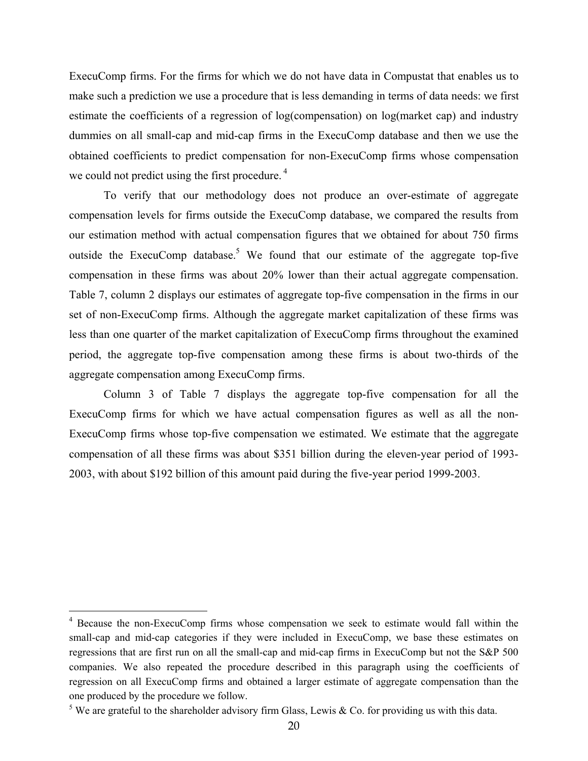ExecuComp firms. For the firms for which we do not have data in Compustat that enables us to make such a prediction we use a procedure that is less demanding in terms of data needs: we first estimate the coefficients of a regression of log(compensation) on log(market cap) and industry dummies on all small-cap and mid-cap firms in the ExecuComp database and then we use the obtained coefficients to predict compensation for non-ExecuComp firms whose compensation we could not predict using the first procedure. [4]

To verify that our methodology does not produce an over-estimate of aggregate compensation levels for firms outside the ExecuComp database, we compared the results from our estimation method with actual compensation figures that we obtained for about 750 firms outside the ExecuComp database.[5] We found that our estimate of the aggregate top-five compensation in these firms was about 20% lower than their actual aggregate compensation. Table 7, column 2 displays our estimates of aggregate top-five compensation in the firms in our set of non-ExecuComp firms. Although the aggregate market capitalization of these firms was less than one quarter of the market capitalization of ExecuComp firms throughout the examined period, the aggregate top-five compensation among these firms is about two-thirds of the aggregate compensation among ExecuComp firms.

Column 3 of Table 7 displays the aggregate top-five compensation for all the ExecuComp firms for which we have actual compensation figures as well as all the non-ExecuComp firms whose top-five compensation we estimated. We estimate that the aggregate compensation of all these firms was about $351 billion during the eleven-year period of 1993-2003, with about $192 billion of this amount paid during the five-year period 1999-2003.

---

[4] Because the non-ExecuComp firms whose compensation we seek to estimate would fall within the small-cap and mid-cap categories if they were included in ExecuComp, we base these estimates on regressions that are first run on all the small-cap and mid-cap firms in ExecuComp but not the S&P 500 companies. We also repeated the procedure described in this paragraph using the coefficients of regression on all ExecuComp firms and obtained a larger estimate of aggregate compensation than the one produced by the procedure we follow.

[5] We are grateful to the shareholder advisory firm Glass, Lewis & Co. for providing us with this data.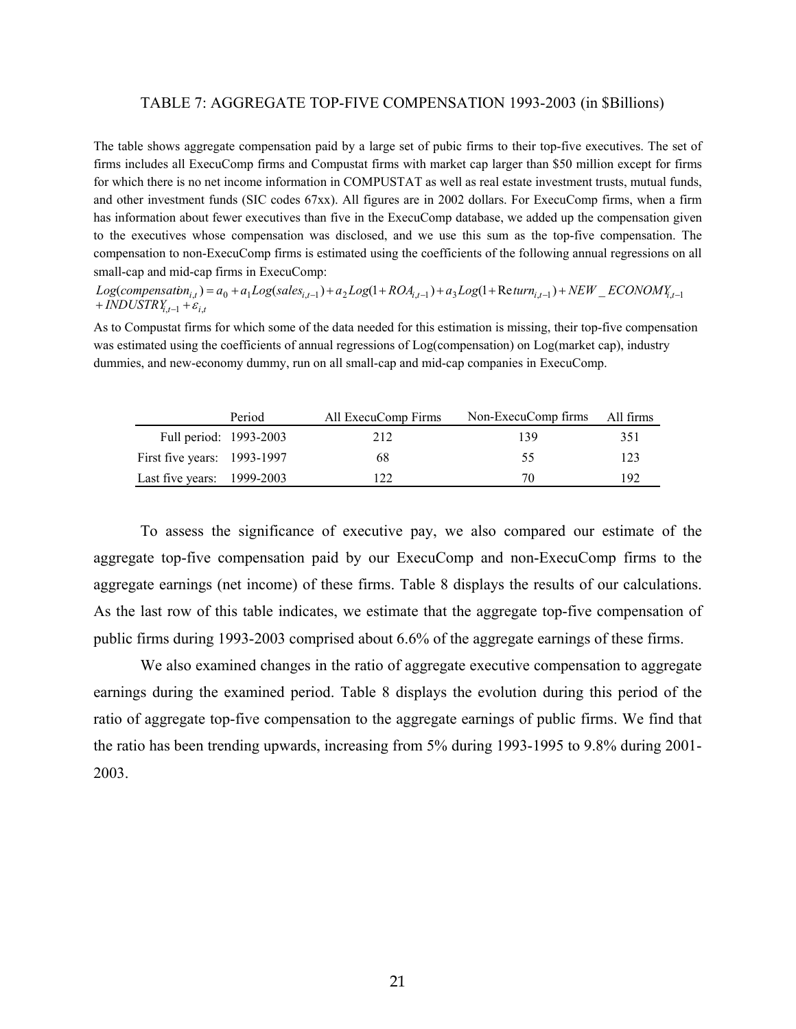TABLE 7: AGGREGATE TOP-FIVE COMPENSATION 1993-2003 (in $Billions)

The table shows aggregate compensation paid by a large set of pubic firms to their top-five executives. The set of firms includes all ExecuComp firms and Compustat firms with market cap larger than $50 million except for firms for which there is no net income information in COMPUSTAT as well as real estate investment trusts, mutual funds, and other investment funds (SIC codes 67xx). All figures are in 2002 dollars. For ExecuComp firms, when a firm has information about fewer executives than five in the ExecuComp database, we added up the compensation given to the executives whose compensation was disclosed, and we use this sum as the top-five compensation. The compensation to non-ExecuComp firms is estimated using the coefficients of the following annual regressions on all small-cap and mid-cap firms in ExecuComp:

$$Log(compensation_{i,t}) = a_0 + a_1 Log(sales_{i,t-1}) + a_2 Log(1 + ROA_{i,t-1}) + a_3 Log(1 + Return_{i,t-1}) + NEW\_ECONOMY_{i,t-1} + INDUSTRY_{i,t-1} + \varepsilon_{i,t}$$

As to Compustat firms for which some of the data needed for this estimation is missing, their top-five compensation was estimated using the coefficients of annual regressions of Log(compensation) on Log(market cap), industry dummies, and new-economy dummy, run on all small-cap and mid-cap companies in ExecuComp.

| | Period | All ExecuComp Firms | Non-ExecuComp firms | All firms |
|---|---|---|---|---|
| Full period: | 1993-2003 | 212 | 139 | 351 |
| First five years: | 1993-1997 | 68 | 55 | 123 |
| Last five years: | 1999-2003 | 122 | 70 | 192 |

To assess the significance of executive pay, we also compared our estimate of the aggregate top-five compensation paid by our ExecuComp and non-ExecuComp firms to the aggregate earnings (net income) of these firms. Table 8 displays the results of our calculations. As the last row of this table indicates, we estimate that the aggregate top-five compensation of public firms during 1993-2003 comprised about 6.6% of the aggregate earnings of these firms.

We also examined changes in the ratio of aggregate executive compensation to aggregate earnings during the examined period. Table 8 displays the evolution during this period of the ratio of aggregate top-five compensation to the aggregate earnings of public firms. We find that the ratio has been trending upwards, increasing from 5% during 1993-1995 to 9.8% during 2001-2003.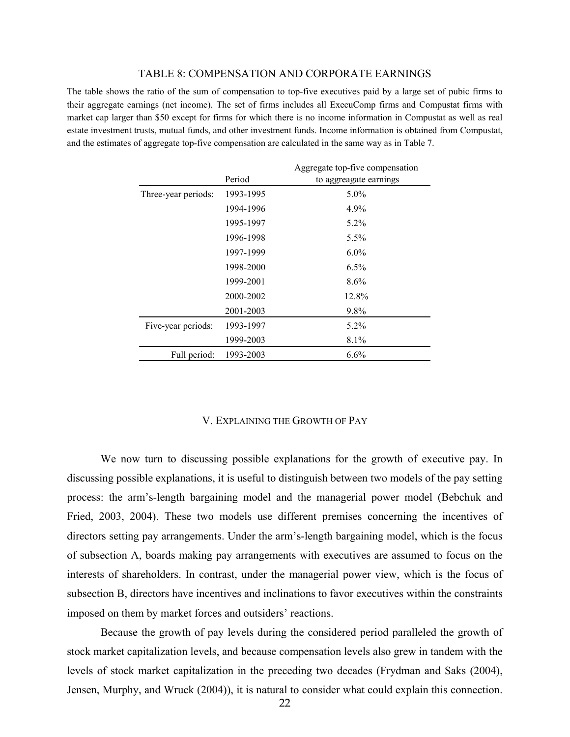### TABLE 8: COMPENSATION AND CORPORATE EARNINGS

The table shows the ratio of the sum of compensation to top-five executives paid by a large set of pubic firms to their aggregate earnings (net income). The set of firms includes all ExecuComp firms and Compustat firms with market cap larger than $50 except for firms for which there is no income information in Compustat as well as real estate investment trusts, mutual funds, and other investment funds. Income information is obtained from Compustat, and the estimates of aggregate top-five compensation are calculated in the same way as in Table 7.

| | Period | Aggregate top-five compensation to aggreagate earnings |
|---|---|---|
| Three-year periods: | 1993-1995 | 5.0% |
| | 1994-1996 | 4.9% |
| | 1995-1997 | 5.2% |
| | 1996-1998 | 5.5% |
| | 1997-1999 | 6.0% |
| | 1998-2000 | 6.5% |
| | 1999-2001 | 8.6% |
| | 2000-2002 | 12.8% |
| | 2001-2003 | 9.8% |
| Five-year periods: | 1993-1997 | 5.2% |
| | 1999-2003 | 8.1% |
| Full period: | 1993-2003 | 6.6% |

## V. EXPLAINING THE GROWTH OF PAY

We now turn to discussing possible explanations for the growth of executive pay. In discussing possible explanations, it is useful to distinguish between two models of the pay setting process: the arm's-length bargaining model and the managerial power model (Bebchuk and Fried, 2003, 2004). These two models use different premises concerning the incentives of directors setting pay arrangements. Under the arm's-length bargaining model, which is the focus of subsection A, boards making pay arrangements with executives are assumed to focus on the interests of shareholders. In contrast, under the managerial power view, which is the focus of subsection B, directors have incentives and inclinations to favor executives within the constraints imposed on them by market forces and outsiders' reactions.

Because the growth of pay levels during the considered period paralleled the growth of stock market capitalization levels, and because compensation levels also grew in tandem with the levels of stock market capitalization in the preceding two decades (Frydman and Saks (2004), Jensen, Murphy, and Wruck (2004)), it is natural to consider what could explain this connection.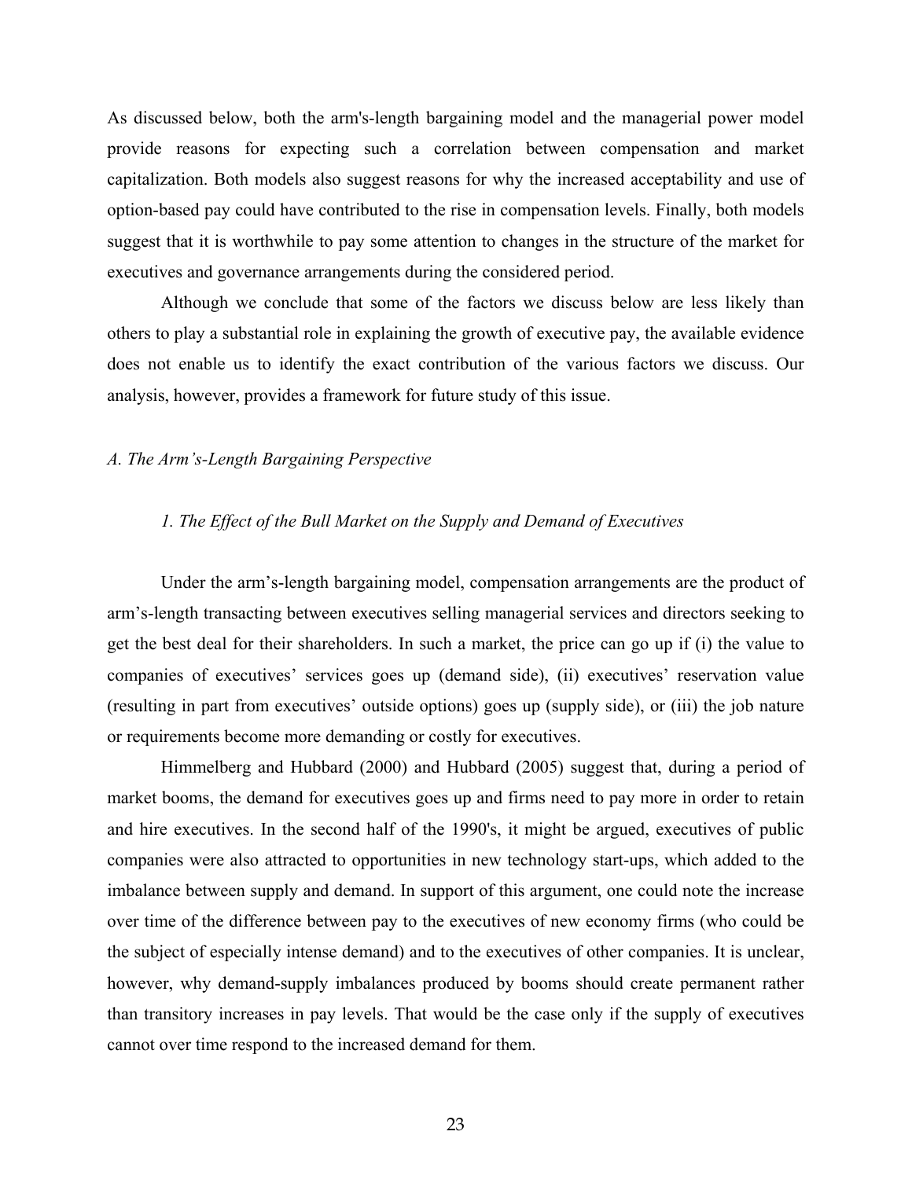As discussed below, both the arm's-length bargaining model and the managerial power model provide reasons for expecting such a correlation between compensation and market capitalization. Both models also suggest reasons for why the increased acceptability and use of option-based pay could have contributed to the rise in compensation levels. Finally, both models suggest that it is worthwhile to pay some attention to changes in the structure of the market for executives and governance arrangements during the considered period.

Although we conclude that some of the factors we discuss below are less likely than others to play a substantial role in explaining the growth of executive pay, the available evidence does not enable us to identify the exact contribution of the various factors we discuss. Our analysis, however, provides a framework for future study of this issue.

### *A. The Arm's-Length Bargaining Perspective*

#### *1. The Effect of the Bull Market on the Supply and Demand of Executives*

Under the arm's-length bargaining model, compensation arrangements are the product of arm's-length transacting between executives selling managerial services and directors seeking to get the best deal for their shareholders. In such a market, the price can go up if (i) the value to companies of executives' services goes up (demand side), (ii) executives' reservation value (resulting in part from executives' outside options) goes up (supply side), or (iii) the job nature or requirements become more demanding or costly for executives.

Himmelberg and Hubbard (2000) and Hubbard (2005) suggest that, during a period of market booms, the demand for executives goes up and firms need to pay more in order to retain and hire executives. In the second half of the 1990's, it might be argued, executives of public companies were also attracted to opportunities in new technology start-ups, which added to the imbalance between supply and demand. In support of this argument, one could note the increase over time of the difference between pay to the executives of new economy firms (who could be the subject of especially intense demand) and to the executives of other companies. It is unclear, however, why demand-supply imbalances produced by booms should create permanent rather than transitory increases in pay levels. That would be the case only if the supply of executives cannot over time respond to the increased demand for them.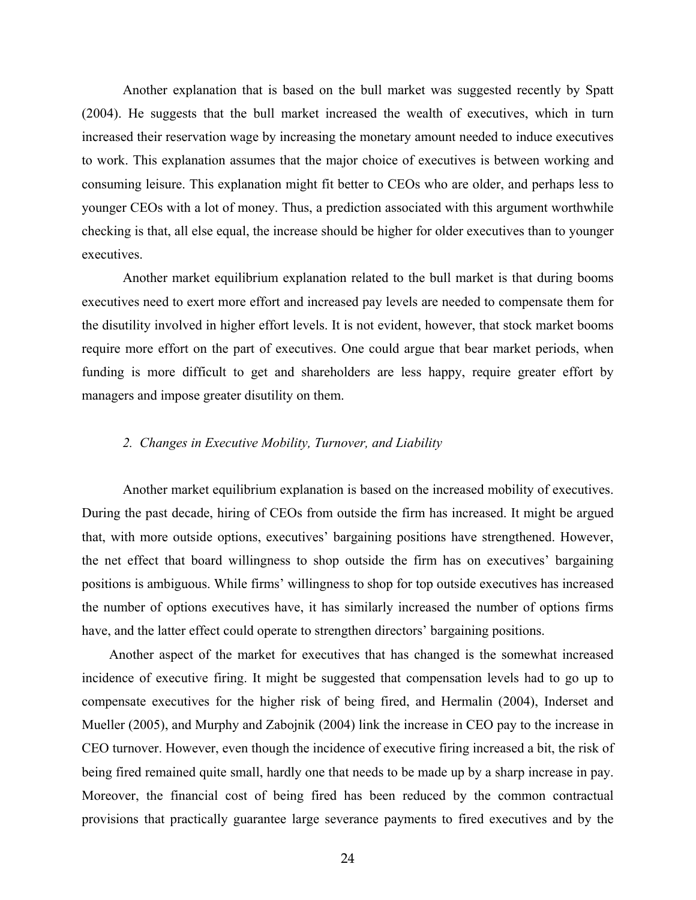Another explanation that is based on the bull market was suggested recently by Spatt (2004). He suggests that the bull market increased the wealth of executives, which in turn increased their reservation wage by increasing the monetary amount needed to induce executives to work. This explanation assumes that the major choice of executives is between working and consuming leisure. This explanation might fit better to CEOs who are older, and perhaps less to younger CEOs with a lot of money. Thus, a prediction associated with this argument worthwhile checking is that, all else equal, the increase should be higher for older executives than to younger executives.

Another market equilibrium explanation related to the bull market is that during booms executives need to exert more effort and increased pay levels are needed to compensate them for the disutility involved in higher effort levels. It is not evident, however, that stock market booms require more effort on the part of executives. One could argue that bear market periods, when funding is more difficult to get and shareholders are less happy, require greater effort by managers and impose greater disutility on them.

### *2. Changes in Executive Mobility, Turnover, and Liability*

Another market equilibrium explanation is based on the increased mobility of executives. During the past decade, hiring of CEOs from outside the firm has increased. It might be argued that, with more outside options, executives' bargaining positions have strengthened. However, the net effect that board willingness to shop outside the firm has on executives' bargaining positions is ambiguous. While firms' willingness to shop for top outside executives has increased the number of options executives have, it has similarly increased the number of options firms have, and the latter effect could operate to strengthen directors' bargaining positions.

Another aspect of the market for executives that has changed is the somewhat increased incidence of executive firing. It might be suggested that compensation levels had to go up to compensate executives for the higher risk of being fired, and Hermalin (2004), Inderset and Mueller (2005), and Murphy and Zabojnik (2004) link the increase in CEO pay to the increase in CEO turnover. However, even though the incidence of executive firing increased a bit, the risk of being fired remained quite small, hardly one that needs to be made up by a sharp increase in pay. Moreover, the financial cost of being fired has been reduced by the common contractual provisions that practically guarantee large severance payments to fired executives and by the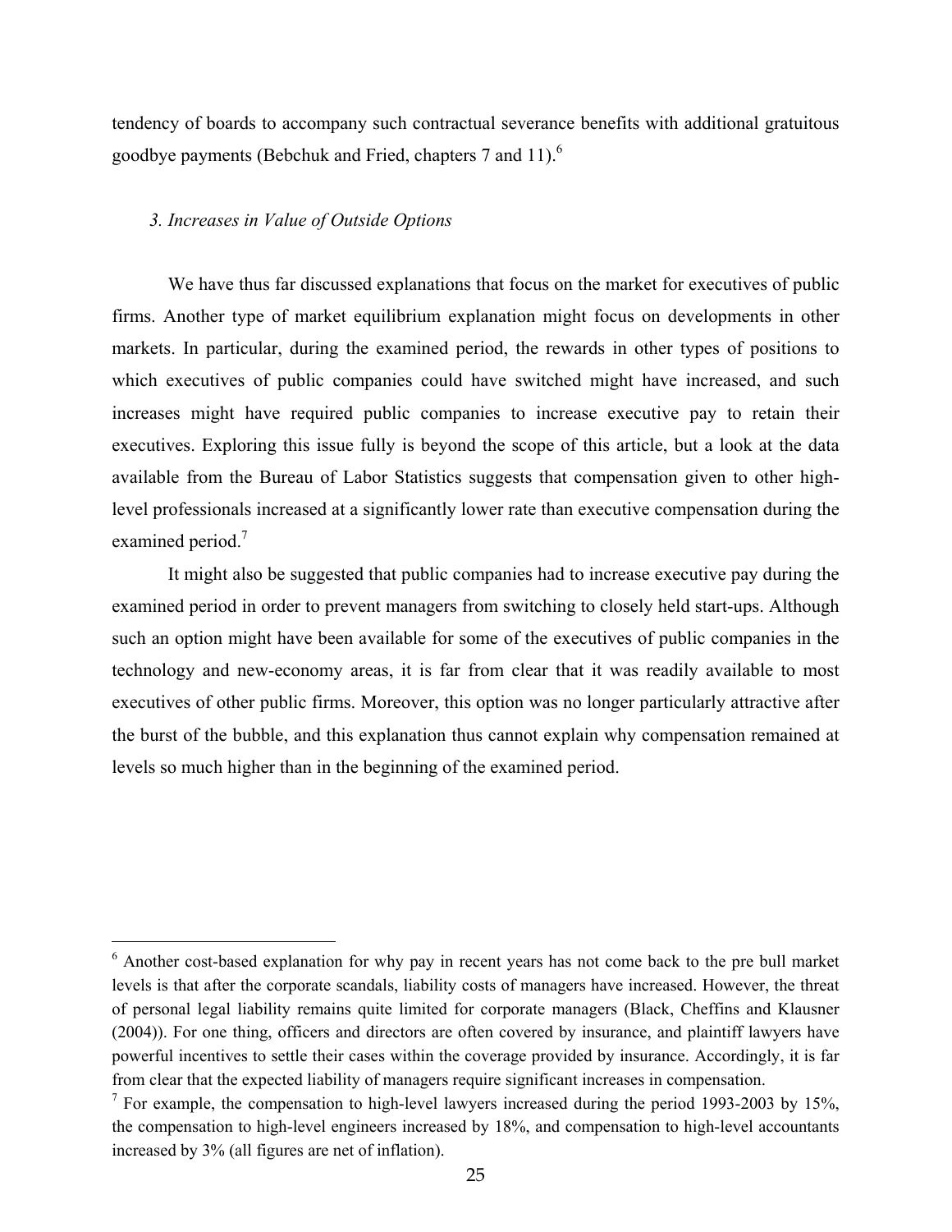tendency of boards to accompany such contractual severance benefits with additional gratuitous goodbye payments (Bebchuk and Fried, chapters 7 and 11).[6]

### *3. Increases in Value of Outside Options*

We have thus far discussed explanations that focus on the market for executives of public firms. Another type of market equilibrium explanation might focus on developments in other markets. In particular, during the examined period, the rewards in other types of positions to which executives of public companies could have switched might have increased, and such increases might have required public companies to increase executive pay to retain their executives. Exploring this issue fully is beyond the scope of this article, but a look at the data available from the Bureau of Labor Statistics suggests that compensation given to other high-level professionals increased at a significantly lower rate than executive compensation during the examined period.[7]

It might also be suggested that public companies had to increase executive pay during the examined period in order to prevent managers from switching to closely held start-ups. Although such an option might have been available for some of the executives of public companies in the technology and new-economy areas, it is far from clear that it was readily available to most executives of other public firms. Moreover, this option was no longer particularly attractive after the burst of the bubble, and this explanation thus cannot explain why compensation remained at levels so much higher than in the beginning of the examined period.

---

[6] Another cost-based explanation for why pay in recent years has not come back to the pre bull market levels is that after the corporate scandals, liability costs of managers have increased. However, the threat of personal legal liability remains quite limited for corporate managers (Black, Cheffins and Klausner (2004)). For one thing, officers and directors are often covered by insurance, and plaintiff lawyers have powerful incentives to settle their cases within the coverage provided by insurance. Accordingly, it is far from clear that the expected liability of managers require significant increases in compensation.

[7] For example, the compensation to high-level lawyers increased during the period 1993-2003 by 15%, the compensation to high-level engineers increased by 18%, and compensation to high-level accountants increased by 3% (all figures are net of inflation).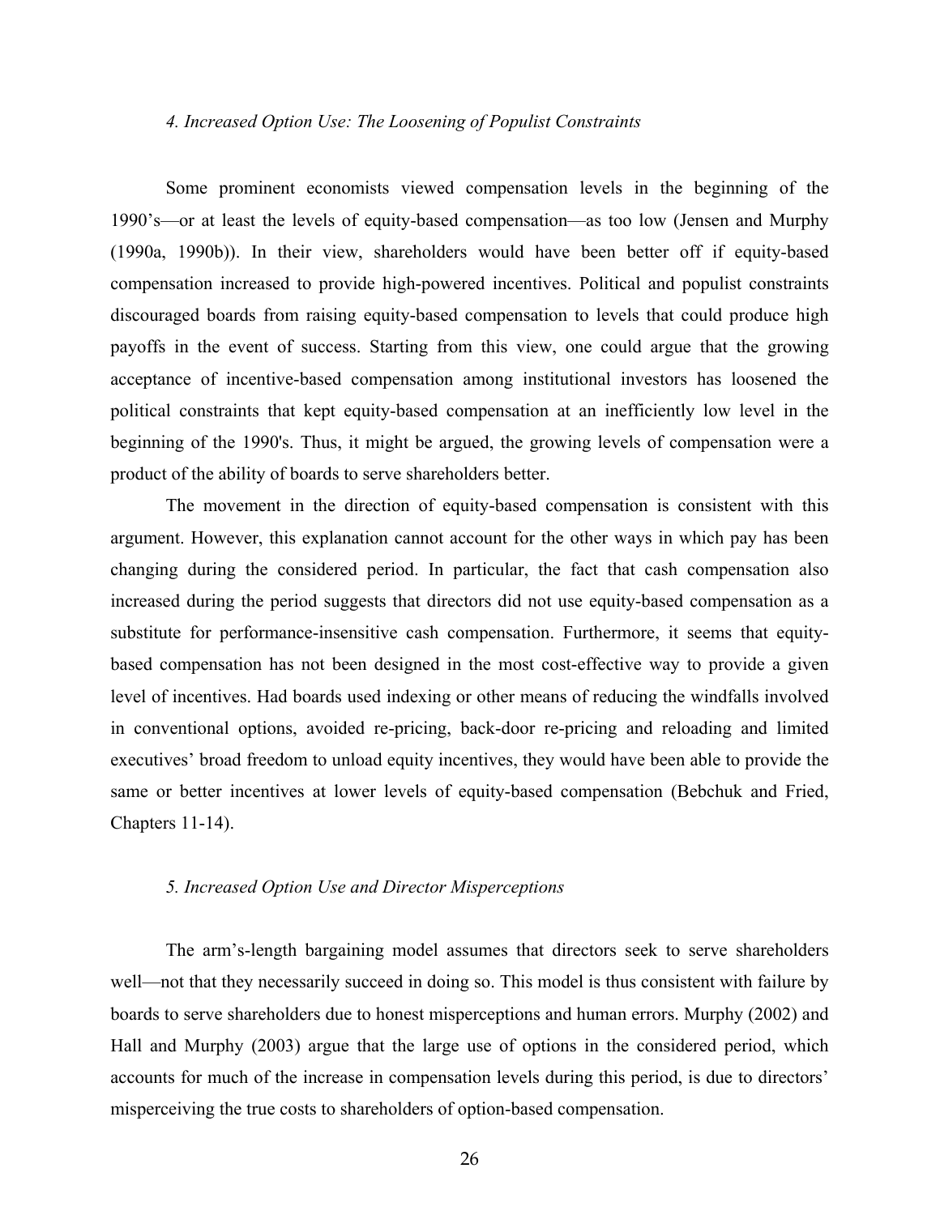### *4. Increased Option Use: The Loosening of Populist Constraints*

Some prominent economists viewed compensation levels in the beginning of the 1990's—or at least the levels of equity-based compensation—as too low (Jensen and Murphy (1990a, 1990b)). In their view, shareholders would have been better off if equity-based compensation increased to provide high-powered incentives. Political and populist constraints discouraged boards from raising equity-based compensation to levels that could produce high payoffs in the event of success. Starting from this view, one could argue that the growing acceptance of incentive-based compensation among institutional investors has loosened the political constraints that kept equity-based compensation at an inefficiently low level in the beginning of the 1990's. Thus, it might be argued, the growing levels of compensation were a product of the ability of boards to serve shareholders better.

The movement in the direction of equity-based compensation is consistent with this argument. However, this explanation cannot account for the other ways in which pay has been changing during the considered period. In particular, the fact that cash compensation also increased during the period suggests that directors did not use equity-based compensation as a substitute for performance-insensitive cash compensation. Furthermore, it seems that equity-based compensation has not been designed in the most cost-effective way to provide a given level of incentives. Had boards used indexing or other means of reducing the windfalls involved in conventional options, avoided re-pricing, back-door re-pricing and reloading and limited executives' broad freedom to unload equity incentives, they would have been able to provide the same or better incentives at lower levels of equity-based compensation (Bebchuk and Fried, Chapters 11-14).

### *5. Increased Option Use and Director Misperceptions*

The arm's-length bargaining model assumes that directors seek to serve shareholders well—not that they necessarily succeed in doing so. This model is thus consistent with failure by boards to serve shareholders due to honest misperceptions and human errors. Murphy (2002) and Hall and Murphy (2003) argue that the large use of options in the considered period, which accounts for much of the increase in compensation levels during this period, is due to directors' misperceiving the true costs to shareholders of option-based compensation.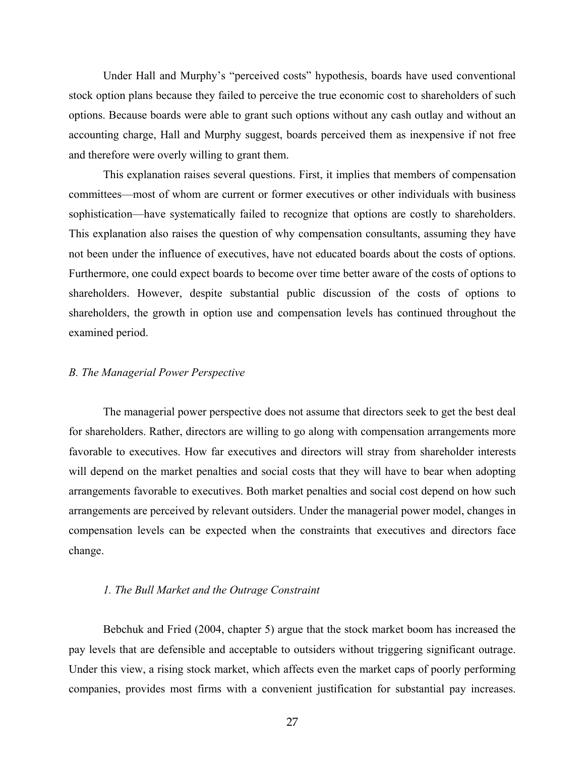Under Hall and Murphy's "perceived costs" hypothesis, boards have used conventional stock option plans because they failed to perceive the true economic cost to shareholders of such options. Because boards were able to grant such options without any cash outlay and without an accounting charge, Hall and Murphy suggest, boards perceived them as inexpensive if not free and therefore were overly willing to grant them.

This explanation raises several questions. First, it implies that members of compensation committees—most of whom are current or former executives or other individuals with business sophistication—have systematically failed to recognize that options are costly to shareholders. This explanation also raises the question of why compensation consultants, assuming they have not been under the influence of executives, have not educated boards about the costs of options. Furthermore, one could expect boards to become over time better aware of the costs of options to shareholders. However, despite substantial public discussion of the costs of options to shareholders, the growth in option use and compensation levels has continued throughout the examined period.

### *B. The Managerial Power Perspective*

The managerial power perspective does not assume that directors seek to get the best deal for shareholders. Rather, directors are willing to go along with compensation arrangements more favorable to executives. How far executives and directors will stray from shareholder interests will depend on the market penalties and social costs that they will have to bear when adopting arrangements favorable to executives. Both market penalties and social cost depend on how such arrangements are perceived by relevant outsiders. Under the managerial power model, changes in compensation levels can be expected when the constraints that executives and directors face change.

#### *1. The Bull Market and the Outrage Constraint*

Bebchuk and Fried (2004, chapter 5) argue that the stock market boom has increased the pay levels that are defensible and acceptable to outsiders without triggering significant outrage. Under this view, a rising stock market, which affects even the market caps of poorly performing companies, provides most firms with a convenient justification for substantial pay increases.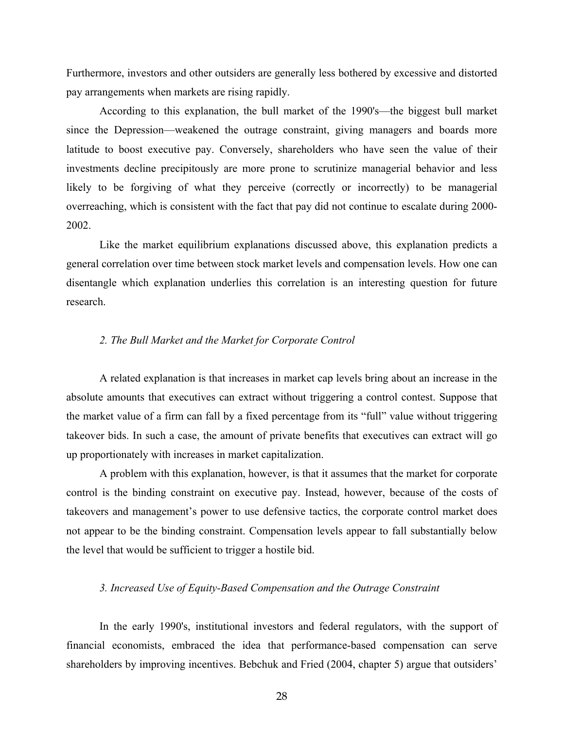Furthermore, investors and other outsiders are generally less bothered by excessive and distorted pay arrangements when markets are rising rapidly.

According to this explanation, the bull market of the 1990's—the biggest bull market since the Depression—weakened the outrage constraint, giving managers and boards more latitude to boost executive pay. Conversely, shareholders who have seen the value of their investments decline precipitously are more prone to scrutinize managerial behavior and less likely to be forgiving of what they perceive (correctly or incorrectly) to be managerial overreaching, which is consistent with the fact that pay did not continue to escalate during 2000-2002.

Like the market equilibrium explanations discussed above, this explanation predicts a general correlation over time between stock market levels and compensation levels. How one can disentangle which explanation underlies this correlation is an interesting question for future research.

### *2. The Bull Market and the Market for Corporate Control*

A related explanation is that increases in market cap levels bring about an increase in the absolute amounts that executives can extract without triggering a control contest. Suppose that the market value of a firm can fall by a fixed percentage from its "full" value without triggering takeover bids. In such a case, the amount of private benefits that executives can extract will go up proportionately with increases in market capitalization.

A problem with this explanation, however, is that it assumes that the market for corporate control is the binding constraint on executive pay. Instead, however, because of the costs of takeovers and management's power to use defensive tactics, the corporate control market does not appear to be the binding constraint. Compensation levels appear to fall substantially below the level that would be sufficient to trigger a hostile bid.

### *3. Increased Use of Equity-Based Compensation and the Outrage Constraint*

In the early 1990's, institutional investors and federal regulators, with the support of financial economists, embraced the idea that performance-based compensation can serve shareholders by improving incentives. Bebchuk and Fried (2004, chapter 5) argue that outsiders'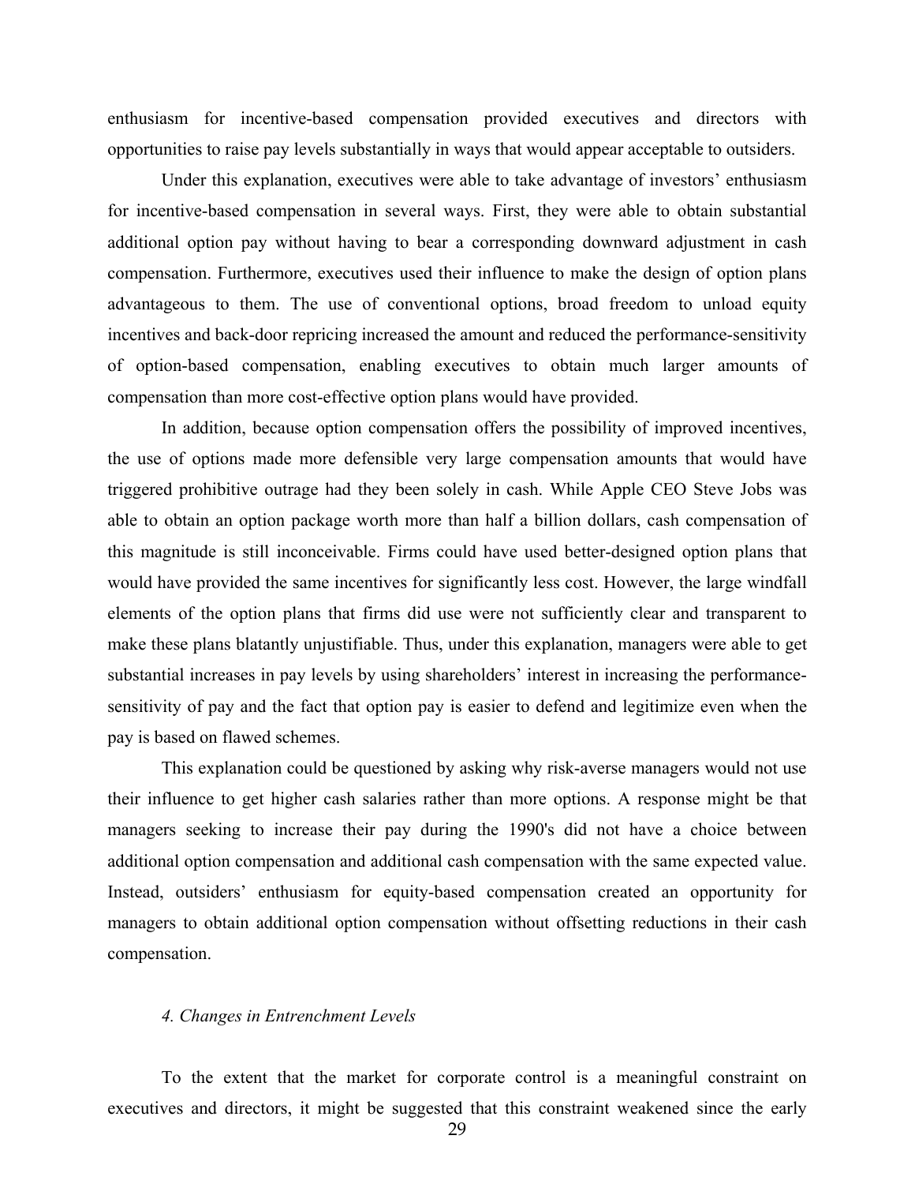enthusiasm for incentive-based compensation provided executives and directors with opportunities to raise pay levels substantially in ways that would appear acceptable to outsiders.

Under this explanation, executives were able to take advantage of investors' enthusiasm for incentive-based compensation in several ways. First, they were able to obtain substantial additional option pay without having to bear a corresponding downward adjustment in cash compensation. Furthermore, executives used their influence to make the design of option plans advantageous to them. The use of conventional options, broad freedom to unload equity incentives and back-door repricing increased the amount and reduced the performance-sensitivity of option-based compensation, enabling executives to obtain much larger amounts of compensation than more cost-effective option plans would have provided.

In addition, because option compensation offers the possibility of improved incentives, the use of options made more defensible very large compensation amounts that would have triggered prohibitive outrage had they been solely in cash. While Apple CEO Steve Jobs was able to obtain an option package worth more than half a billion dollars, cash compensation of this magnitude is still inconceivable. Firms could have used better-designed option plans that would have provided the same incentives for significantly less cost. However, the large windfall elements of the option plans that firms did use were not sufficiently clear and transparent to make these plans blatantly unjustifiable. Thus, under this explanation, managers were able to get substantial increases in pay levels by using shareholders' interest in increasing the performance-sensitivity of pay and the fact that option pay is easier to defend and legitimize even when the pay is based on flawed schemes.

This explanation could be questioned by asking why risk-averse managers would not use their influence to get higher cash salaries rather than more options. A response might be that managers seeking to increase their pay during the 1990's did not have a choice between additional option compensation and additional cash compensation with the same expected value. Instead, outsiders' enthusiasm for equity-based compensation created an opportunity for managers to obtain additional option compensation without offsetting reductions in their cash compensation.

*4. Changes in Entrenchment Levels*

To the extent that the market for corporate control is a meaningful constraint on executives and directors, it might be suggested that this constraint weakened since the early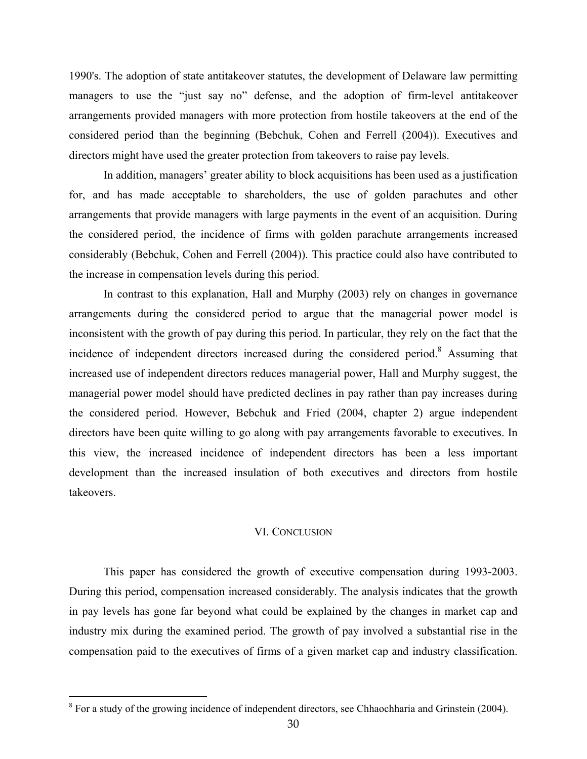1990's. The adoption of state antitakeover statutes, the development of Delaware law permitting managers to use the "just say no" defense, and the adoption of firm-level antitakeover arrangements provided managers with more protection from hostile takeovers at the end of the considered period than the beginning (Bebchuk, Cohen and Ferrell (2004)). Executives and directors might have used the greater protection from takeovers to raise pay levels.

In addition, managers' greater ability to block acquisitions has been used as a justification for, and has made acceptable to shareholders, the use of golden parachutes and other arrangements that provide managers with large payments in the event of an acquisition. During the considered period, the incidence of firms with golden parachute arrangements increased considerably (Bebchuk, Cohen and Ferrell (2004)). This practice could also have contributed to the increase in compensation levels during this period.

In contrast to this explanation, Hall and Murphy (2003) rely on changes in governance arrangements during the considered period to argue that the managerial power model is inconsistent with the growth of pay during this period. In particular, they rely on the fact that the incidence of independent directors increased during the considered period.[8] Assuming that increased use of independent directors reduces managerial power, Hall and Murphy suggest, the managerial power model should have predicted declines in pay rather than pay increases during the considered period. However, Bebchuk and Fried (2004, chapter 2) argue independent directors have been quite willing to go along with pay arrangements favorable to executives. In this view, the increased incidence of independent directors has been a less important development than the increased insulation of both executives and directors from hostile takeovers.

## VI. Conclusion

This paper has considered the growth of executive compensation during 1993-2003. During this period, compensation increased considerably. The analysis indicates that the growth in pay levels has gone far beyond what could be explained by the changes in market cap and industry mix during the examined period. The growth of pay involved a substantial rise in the compensation paid to the executives of firms of a given market cap and industry classification.

[8] For a study of the growing incidence of independent directors, see Chhaochharia and Grinstein (2004).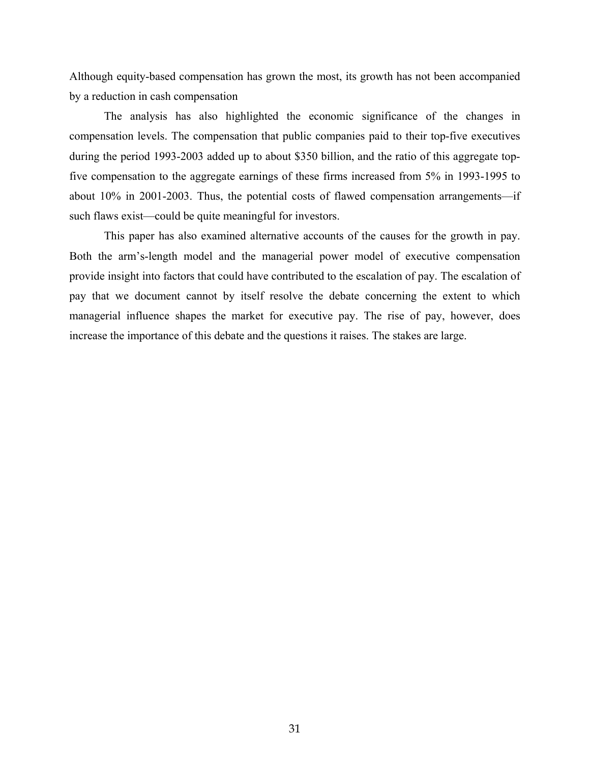Although equity-based compensation has grown the most, its growth has not been accompanied by a reduction in cash compensation

The analysis has also highlighted the economic significance of the changes in compensation levels. The compensation that public companies paid to their top-five executives during the period 1993-2003 added up to about $350 billion, and the ratio of this aggregate top-five compensation to the aggregate earnings of these firms increased from 5% in 1993-1995 to about 10% in 2001-2003. Thus, the potential costs of flawed compensation arrangements—if such flaws exist—could be quite meaningful for investors.

This paper has also examined alternative accounts of the causes for the growth in pay. Both the arm's-length model and the managerial power model of executive compensation provide insight into factors that could have contributed to the escalation of pay. The escalation of pay that we document cannot by itself resolve the debate concerning the extent to which managerial influence shapes the market for executive pay. The rise of pay, however, does increase the importance of this debate and the questions it raises. The stakes are large.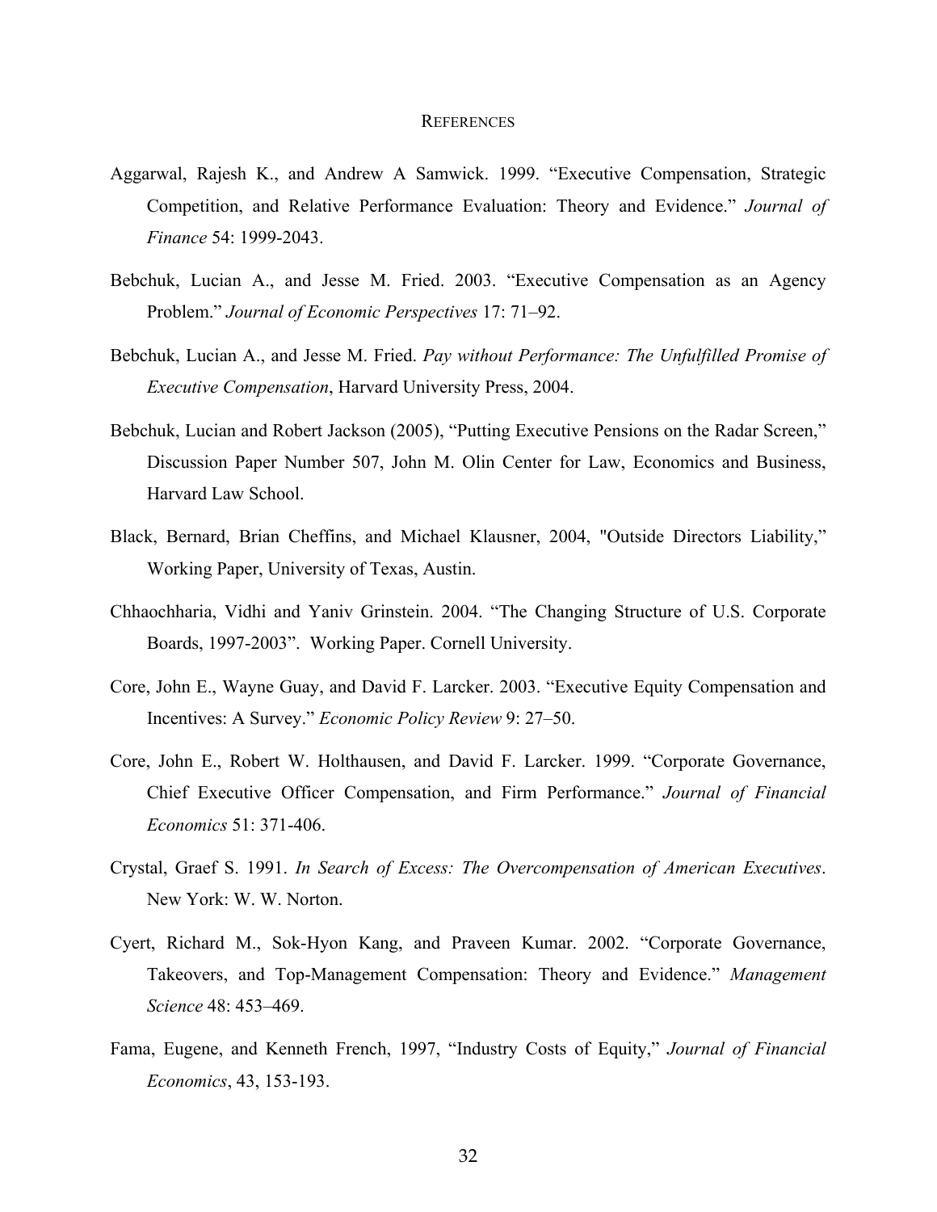## References

Aggarwal, Rajesh K., and Andrew A Samwick. 1999. “Executive Compensation, Strategic Competition, and Relative Performance Evaluation: Theory and Evidence.” *Journal of Finance* 54: 1999-2043.

Bebchuk, Lucian A., and Jesse M. Fried. 2003. “Executive Compensation as an Agency Problem.” *Journal of Economic Perspectives* 17: 71–92.

Bebchuk, Lucian A., and Jesse M. Fried. *Pay without Performance: The Unfulfilled Promise of Executive Compensation*, Harvard University Press, 2004.

Bebchuk, Lucian and Robert Jackson (2005), “Putting Executive Pensions on the Radar Screen,” Discussion Paper Number 507, John M. Olin Center for Law, Economics and Business, Harvard Law School.

Black, Bernard, Brian Cheffins, and Michael Klausner, 2004, "Outside Directors Liability," Working Paper, University of Texas, Austin.

Chhaochharia, Vidhi and Yaniv Grinstein. 2004. “The Changing Structure of U.S. Corporate Boards, 1997-2003”. Working Paper. Cornell University.

Core, John E., Wayne Guay, and David F. Larcker. 2003. “Executive Equity Compensation and Incentives: A Survey.” *Economic Policy Review* 9: 27–50.

Core, John E., Robert W. Holthausen, and David F. Larcker. 1999. “Corporate Governance, Chief Executive Officer Compensation, and Firm Performance.” *Journal of Financial Economics* 51: 371-406.

Crystal, Graef S. 1991. *In Search of Excess: The Overcompensation of American Executives*. New York: W. W. Norton.

Cyert, Richard M., Sok-Hyon Kang, and Praveen Kumar. 2002. “Corporate Governance, Takeovers, and Top-Management Compensation: Theory and Evidence.” *Management Science* 48: 453–469.

Fama, Eugene, and Kenneth French, 1997, “Industry Costs of Equity,” *Journal of Financial Economics*, 43, 153-193.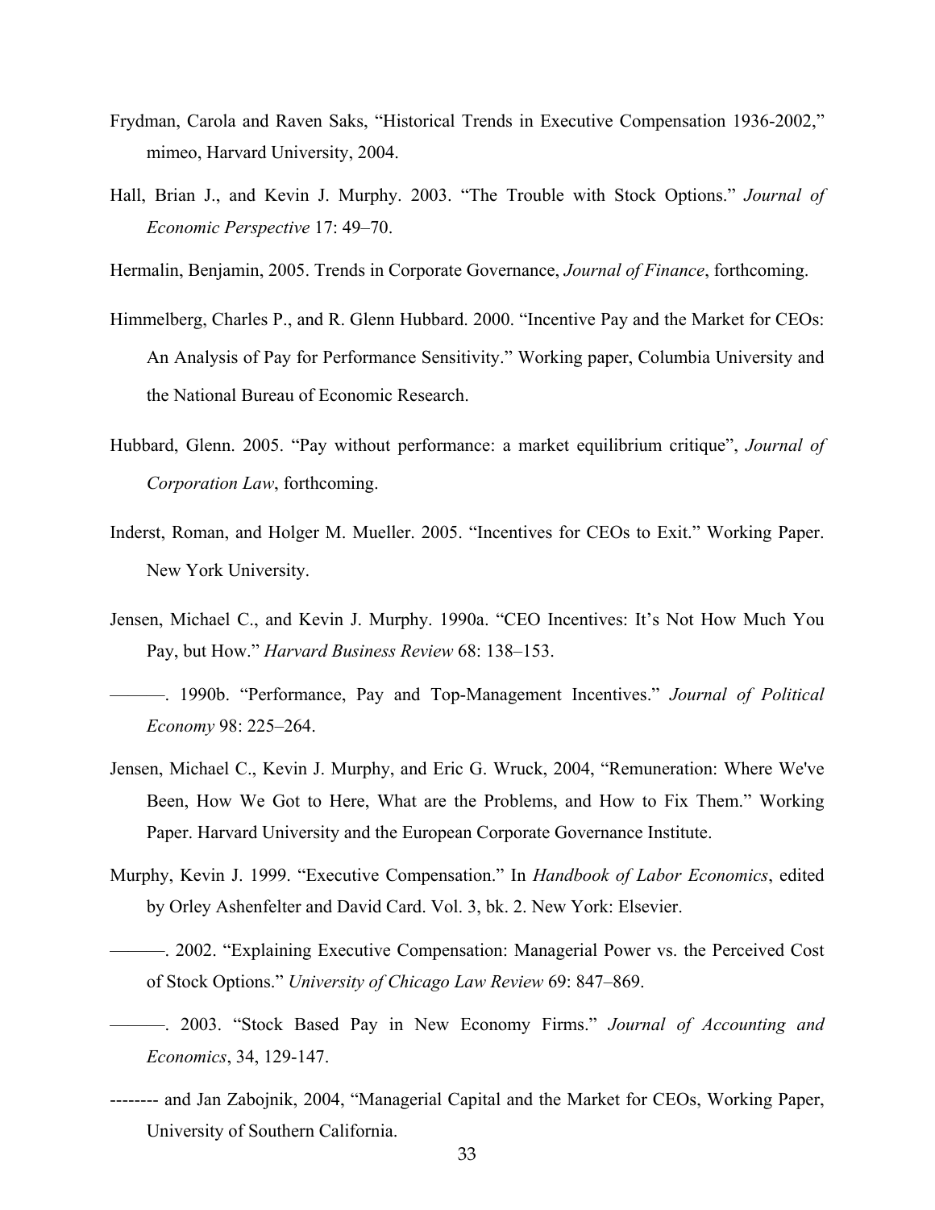Frydman, Carola and Raven Saks, "Historical Trends in Executive Compensation 1936-2002," mimeo, Harvard University, 2004.

Hall, Brian J., and Kevin J. Murphy. 2003. "The Trouble with Stock Options." *Journal of Economic Perspective* 17: 49–70.

Hermalin, Benjamin, 2005. Trends in Corporate Governance, *Journal of Finance*, forthcoming.

Himmelberg, Charles P., and R. Glenn Hubbard. 2000. "Incentive Pay and the Market for CEOs: An Analysis of Pay for Performance Sensitivity." Working paper, Columbia University and the National Bureau of Economic Research.

Hubbard, Glenn. 2005. "Pay without performance: a market equilibrium critique", *Journal of Corporation Law*, forthcoming.

Inderst, Roman, and Holger M. Mueller. 2005. "Incentives for CEOs to Exit." Working Paper. New York University.

Jensen, Michael C., and Kevin J. Murphy. 1990a. "CEO Incentives: It's Not How Much You Pay, but How." *Harvard Business Review* 68: 138–153.

———. 1990b. "Performance, Pay and Top-Management Incentives." *Journal of Political Economy* 98: 225–264.

Jensen, Michael C., Kevin J. Murphy, and Eric G. Wruck, 2004, "Remuneration: Where We've Been, How We Got to Here, What are the Problems, and How to Fix Them." Working Paper. Harvard University and the European Corporate Governance Institute.

Murphy, Kevin J. 1999. "Executive Compensation." In *Handbook of Labor Economics*, edited by Orley Ashenfelter and David Card. Vol. 3, bk. 2. New York: Elsevier.

———. 2002. "Explaining Executive Compensation: Managerial Power vs. the Perceived Cost of Stock Options." *University of Chicago Law Review* 69: 847–869.

———. 2003. "Stock Based Pay in New Economy Firms." *Journal of Accounting and Economics*, 34, 129-147.

-------- and Jan Zabojnik, 2004, "Managerial Capital and the Market for CEOs, Working Paper, University of Southern California.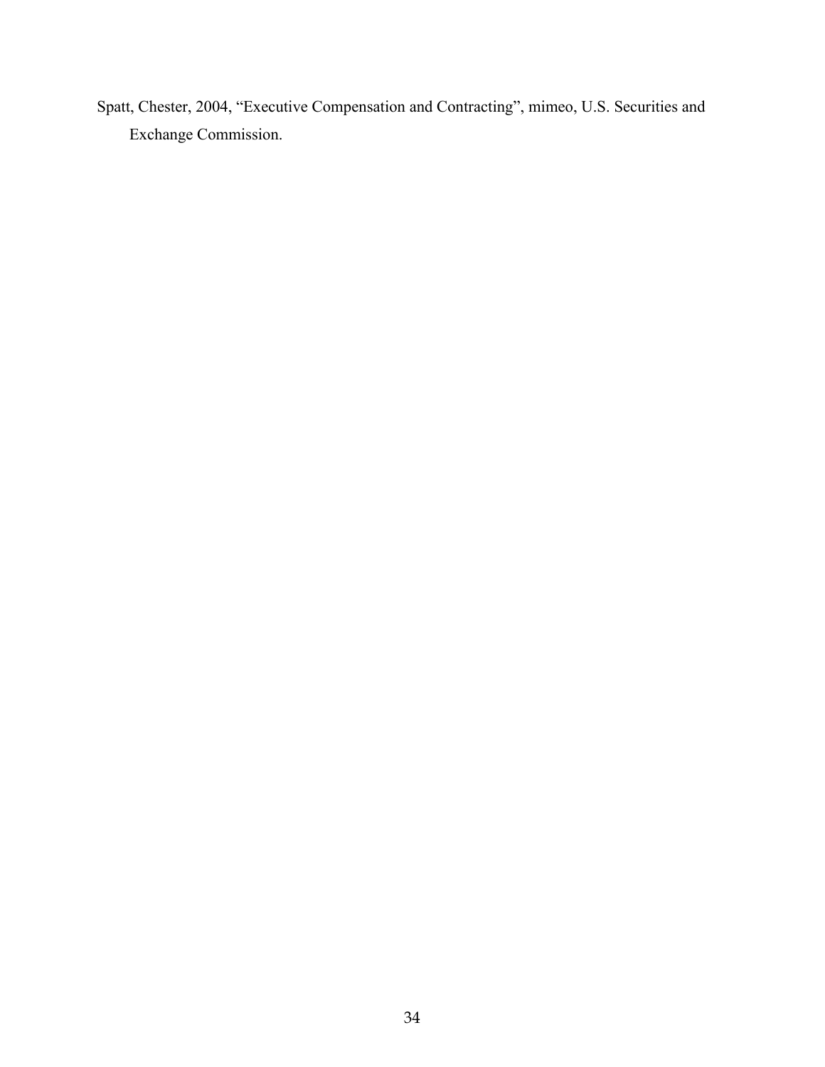Spatt, Chester, 2004, “Executive Compensation and Contracting”, mimeo, U.S. Securities and Exchange Commission.